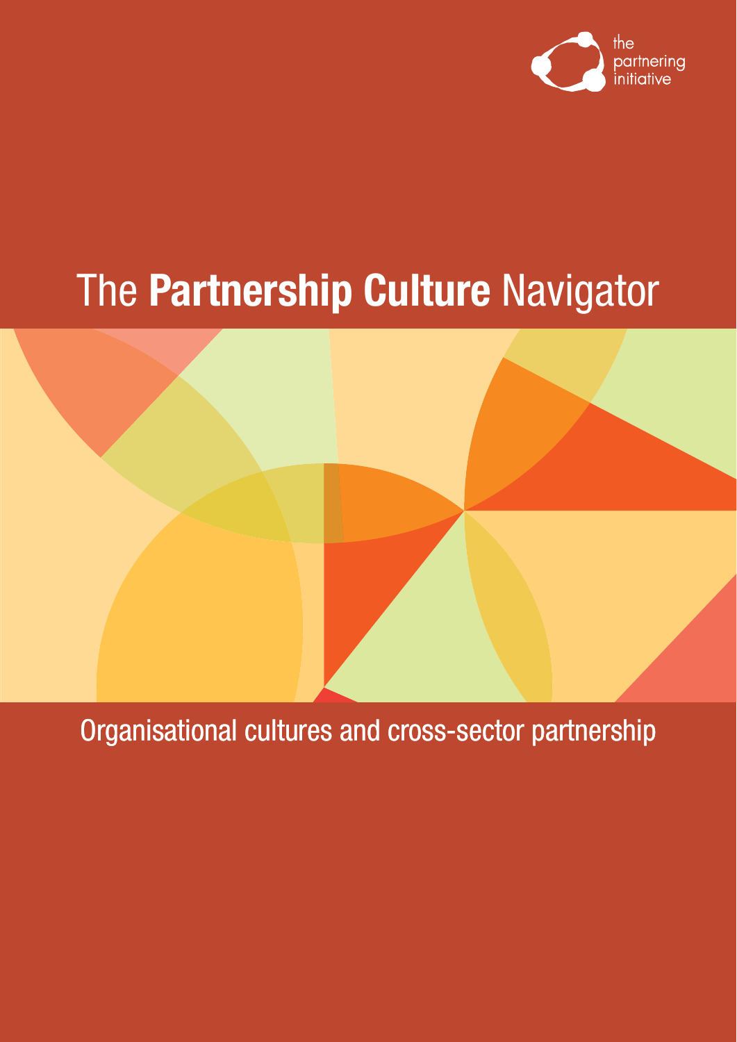the partnering initiative

# The **Partnership Culture** Navigator

Organisational cultures and cross-sector partnership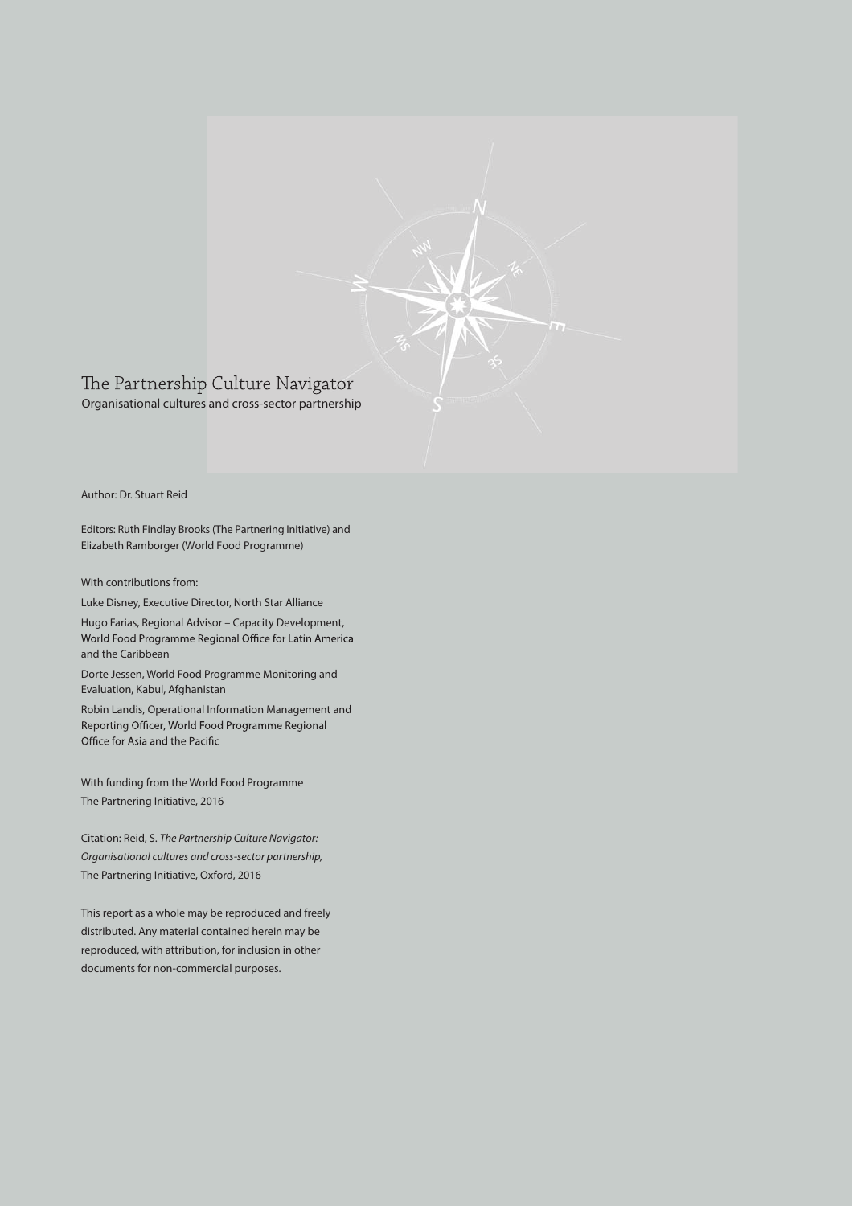# The Partnership Culture Navigator

Organisational cultures and cross-sector partnership

Author: Dr. Stuart Reid

Editors: Ruth Findlay Brooks (The Partnering Initiative) and Elizabeth Ramborger (World Food Programme)

With contributions from:

Luke Disney, Executive Director, North Star Alliance

Hugo Farias, Regional Advisor – Capacity Development, World Food Programme Regional Office for Latin America and the Caribbean

Dorte Jessen, World Food Programme Monitoring and Evaluation, Kabul, Afghanistan

Robin Landis, Operational Information Management and Reporting Officer, World Food Programme Regional Office for Asia and the Pacific

With funding from the World Food Programme
The Partnering Initiative, 2016

Citation: Reid, S. *The Partnership Culture Navigator: Organisational cultures and cross-sector partnership,* The Partnering Initiative, Oxford, 2016

This report as a whole may be reproduced and freely distributed. Any material contained herein may be reproduced, with attribution, for inclusion in other documents for non-commercial purposes.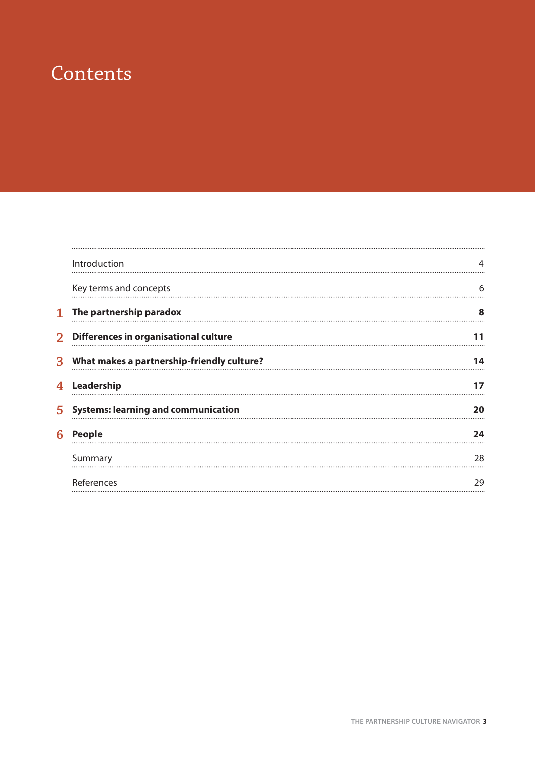# Contents

| | | |
|---|---|---|
| | Introduction | 4 |
| | Key terms and concepts | 6 |
| 1 | **The partnership paradox** | **8** |
| 2 | **Differences in organisational culture** | **11** |
| 3 | **What makes a partnership-friendly culture?** | **14** |
| 4 | **Leadership** | **17** |
| 5 | **Systems: learning and communication** | **20** |
| 6 | **People** | **24** |
| | Summary | 28 |
| | References | 29 |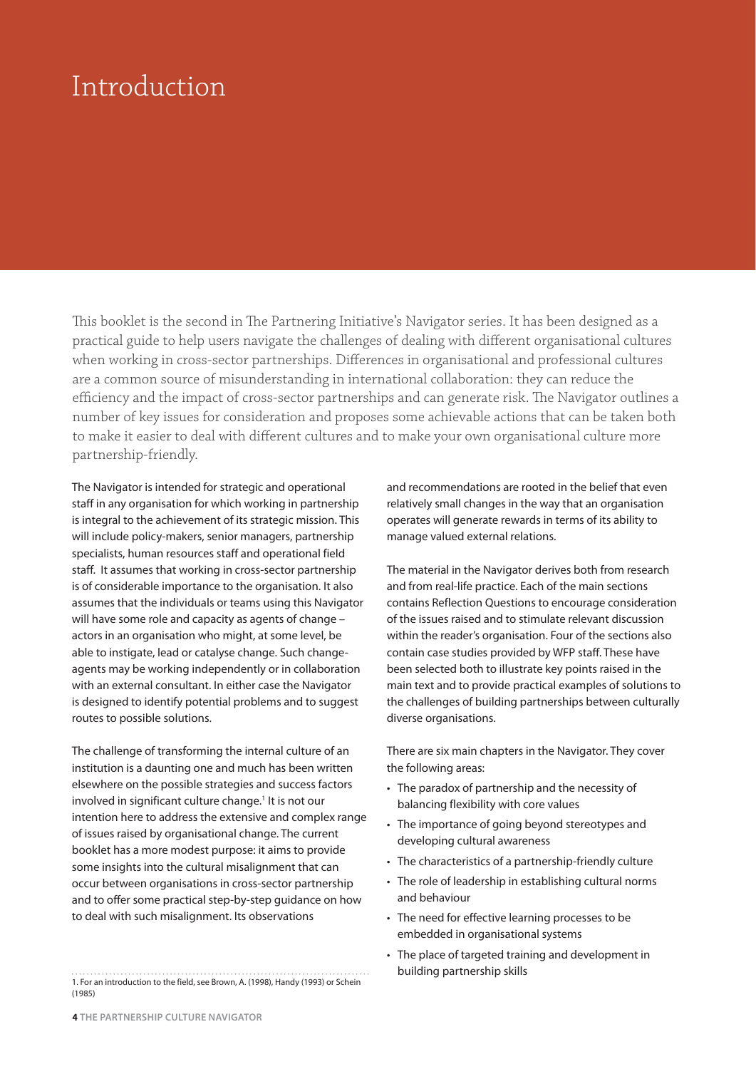# Introduction

This booklet is the second in The Partnering Initiative's Navigator series. It has been designed as a practical guide to help users navigate the challenges of dealing with different organisational cultures when working in cross-sector partnerships. Differences in organisational and professional cultures are a common source of misunderstanding in international collaboration: they can reduce the efficiency and the impact of cross-sector partnerships and can generate risk. The Navigator outlines a number of key issues for consideration and proposes some achievable actions that can be taken both to make it easier to deal with different cultures and to make your own organisational culture more partnership-friendly.

The Navigator is intended for strategic and operational staff in any organisation for which working in partnership is integral to the achievement of its strategic mission. This will include policy-makers, senior managers, partnership specialists, human resources staff and operational field staff. It assumes that working in cross-sector partnership is of considerable importance to the organisation. It also assumes that the individuals or teams using this Navigator will have some role and capacity as agents of change – actors in an organisation who might, at some level, be able to instigate, lead or catalyse change. Such change-agents may be working independently or in collaboration with an external consultant. In either case the Navigator is designed to identify potential problems and to suggest routes to possible solutions.

The challenge of transforming the internal culture of an institution is a daunting one and much has been written elsewhere on the possible strategies and success factors involved in significant culture change.[1] It is not our intention here to address the extensive and complex range of issues raised by organisational change. The current booklet has a more modest purpose: it aims to provide some insights into the cultural misalignment that can occur between organisations in cross-sector partnership and to offer some practical step-by-step guidance on how to deal with such misalignment. Its observations and recommendations are rooted in the belief that even relatively small changes in the way that an organisation operates will generate rewards in terms of its ability to manage valued external relations.

The material in the Navigator derives both from research and from real-life practice. Each of the main sections contains Reflection Questions to encourage consideration of the issues raised and to stimulate relevant discussion within the reader's organisation. Four of the sections also contain case studies provided by WFP staff. These have been selected both to illustrate key points raised in the main text and to provide practical examples of solutions to the challenges of building partnerships between culturally diverse organisations.

There are six main chapters in the Navigator. They cover the following areas:

- The paradox of partnership and the necessity of balancing flexibility with core values
- The importance of going beyond stereotypes and developing cultural awareness
- The characteristics of a partnership-friendly culture
- The role of leadership in establishing cultural norms and behaviour
- The need for effective learning processes to be embedded in organisational systems
- The place of targeted training and development in building partnership skills

1. For an introduction to the field, see Brown, A. (1998), Handy (1993) or Schein (1985)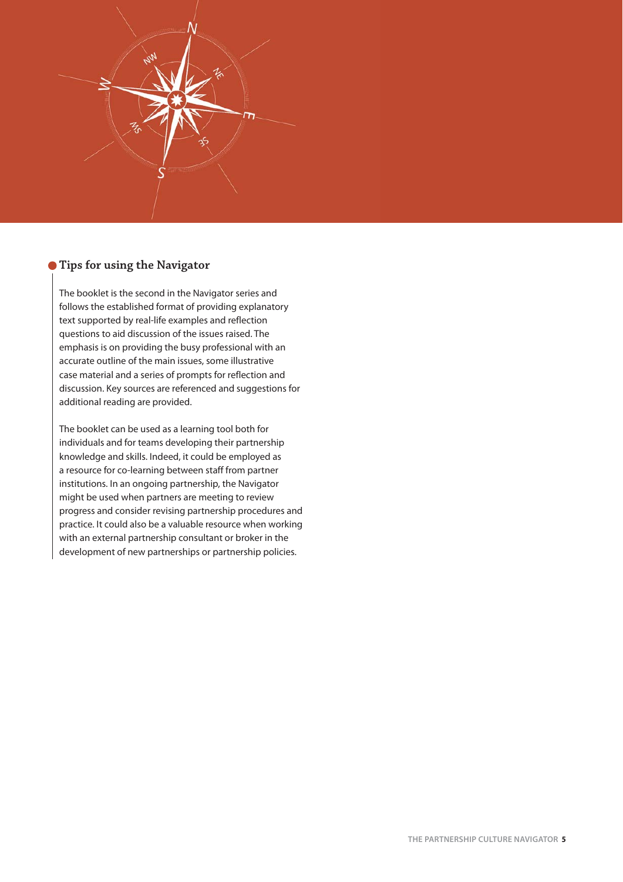## Tips for using the Navigator

The booklet is the second in the Navigator series and follows the established format of providing explanatory text supported by real-life examples and reflection questions to aid discussion of the issues raised. The emphasis is on providing the busy professional with an accurate outline of the main issues, some illustrative case material and a series of prompts for reflection and discussion. Key sources are referenced and suggestions for additional reading are provided.

The booklet can be used as a learning tool both for individuals and for teams developing their partnership knowledge and skills. Indeed, it could be employed as a resource for co-learning between staff from partner institutions. In an ongoing partnership, the Navigator might be used when partners are meeting to review progress and consider revising partnership procedures and practice. It could also be a valuable resource when working with an external partnership consultant or broker in the development of new partnerships or partnership policies.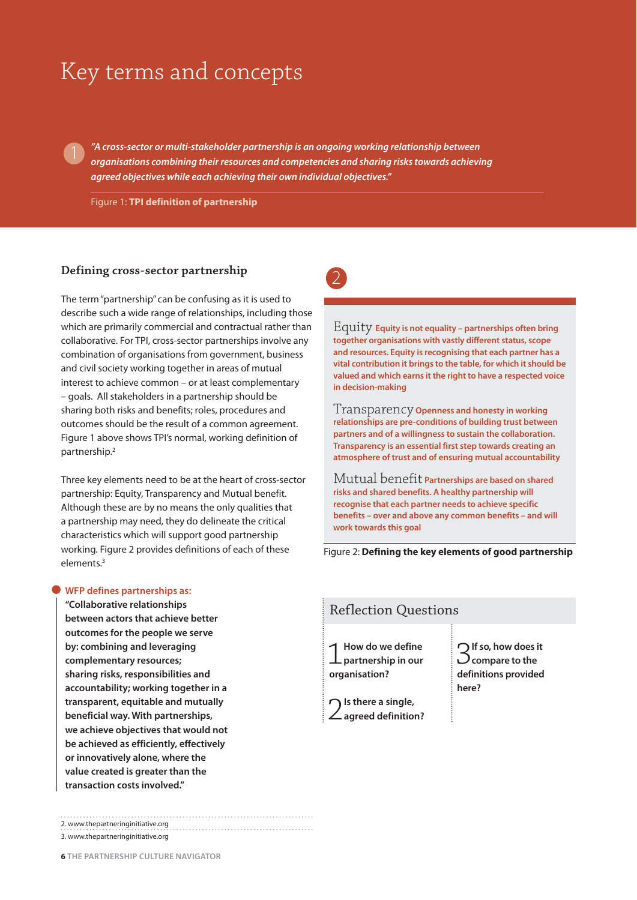# Key terms and concepts

1

*"A cross-sector or multi-stakeholder partnership is an ongoing working relationship between organisations combining their resources and competencies and sharing risks towards achieving agreed objectives while each achieving their own individual objectives."*

Figure 1: **TPI definition of partnership**

## Defining cross-sector partnership

The term "partnership" can be confusing as it is used to describe such a wide range of relationships, including those which are primarily commercial and contractual rather than collaborative. For TPI, cross-sector partnerships involve any combination of organisations from government, business and civil society working together in areas of mutual interest to achieve common – or at least complementary – goals. All stakeholders in a partnership should be sharing both risks and benefits; roles, procedures and outcomes should be the result of a common agreement. Figure 1 above shows TPI's normal, working definition of partnership.[2]

Three key elements need to be at the heart of cross-sector partnership: Equity, Transparency and Mutual benefit. Although these are by no means the only qualities that a partnership may need, they do delineate the critical characteristics which will support good partnership working. Figure 2 provides definitions of each of these elements.[3]

**WFP defines partnerships as:**
**"Collaborative relationships between actors that achieve better outcomes for the people we serve by: combining and leveraging complementary resources; sharing risks, responsibilities and accountability; working together in a transparent, equitable and mutually beneficial way. With partnerships, we achieve objectives that would not be achieved as efficiently, effectively or innovatively alone, where the value created is greater than the transaction costs involved."**

2

Equity **Equity is not equality – partnerships often bring together organisations with vastly different status, scope and resources. Equity is recognising that each partner has a vital contribution it brings to the table, for which it should be valued and which earns it the right to have a respected voice in decision-making**

Transparency **Openness and honesty in working relationships are pre-conditions of building trust between partners and of a willingness to sustain the collaboration. Transparency is an essential first step towards creating an atmosphere of trust and of ensuring mutual accountability**

Mutual benefit **Partnerships are based on shared risks and shared benefits. A healthy partnership will recognise that each partner needs to achieve specific benefits – over and above any common benefits – and will work towards this goal**

Figure 2: **Defining the key elements of good partnership**

## Reflection Questions

1 **How do we define partnership in our organisation?**

2 **Is there a single, agreed definition?**

3 **If so, how does it compare to the definitions provided here?**

2. www.thepartneringinitiative.org
3. www.thepartneringinitiative.org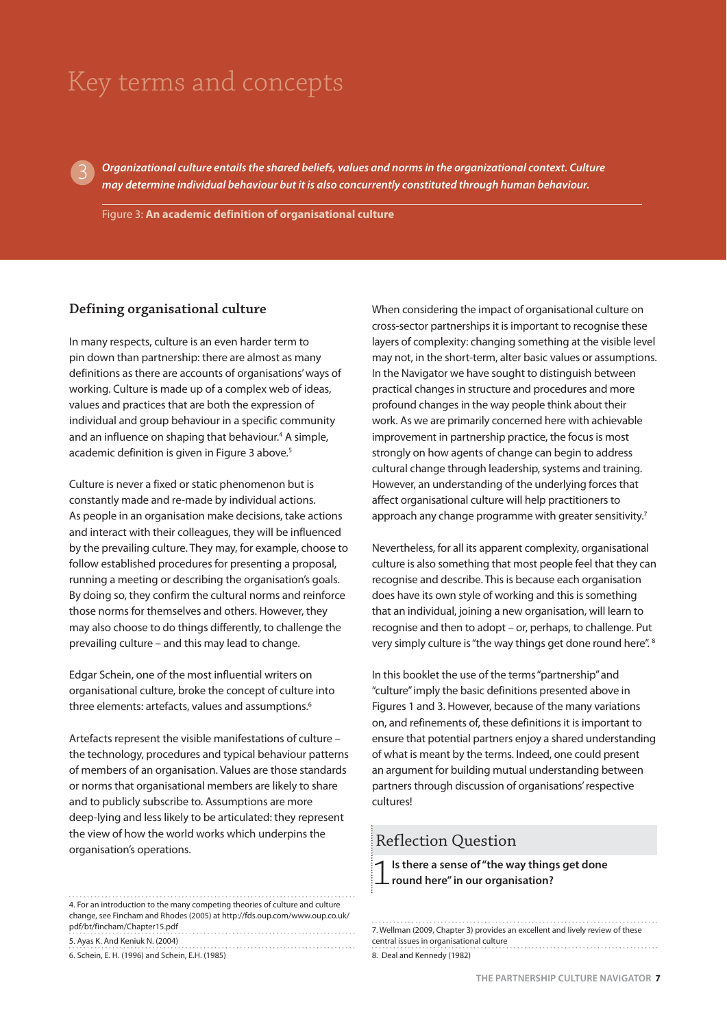# Key terms and concepts

3 ***Organizational culture entails the shared beliefs, values and norms in the organizational context. Culture may determine individual behaviour but it is also concurrently constituted through human behaviour.***

Figure 3: **An academic definition of organisational culture**

## Defining organisational culture

In many respects, culture is an even harder term to pin down than partnership: there are almost as many definitions as there are accounts of organisations' ways of working. Culture is made up of a complex web of ideas, values and practices that are both the expression of individual and group behaviour in a specific community and an influence on shaping that behaviour.[4] A simple, academic definition is given in Figure 3 above.[5]

Culture is never a fixed or static phenomenon but is constantly made and re-made by individual actions. As people in an organisation make decisions, take actions and interact with their colleagues, they will be influenced by the prevailing culture. They may, for example, choose to follow established procedures for presenting a proposal, running a meeting or describing the organisation's goals. By doing so, they confirm the cultural norms and reinforce those norms for themselves and others. However, they may also choose to do things differently, to challenge the prevailing culture – and this may lead to change.

Edgar Schein, one of the most influential writers on organisational culture, broke the concept of culture into three elements: artefacts, values and assumptions.[6]

Artefacts represent the visible manifestations of culture – the technology, procedures and typical behaviour patterns of members of an organisation. Values are those standards or norms that organisational members are likely to share and to publicly subscribe to. Assumptions are more deep-lying and less likely to be articulated: they represent the view of how the world works which underpins the organisation's operations.

When considering the impact of organisational culture on cross-sector partnerships it is important to recognise these layers of complexity: changing something at the visible level may not, in the short-term, alter basic values or assumptions. In the Navigator we have sought to distinguish between practical changes in structure and procedures and more profound changes in the way people think about their work. As we are primarily concerned here with achievable improvement in partnership practice, the focus is most strongly on how agents of change can begin to address cultural change through leadership, systems and training. However, an understanding of the underlying forces that affect organisational culture will help practitioners to approach any change programme with greater sensitivity.[7]

Nevertheless, for all its apparent complexity, organisational culture is also something that most people feel that they can recognise and describe. This is because each organisation does have its own style of working and this is something that an individual, joining a new organisation, will learn to recognise and then to adopt – or, perhaps, to challenge. Put very simply culture is "the way things get done round here". [8]

In this booklet the use of the terms "partnership" and "culture" imply the basic definitions presented above in Figures 1 and 3. However, because of the many variations on, and refinements of, these definitions it is important to ensure that potential partners enjoy a shared understanding of what is meant by the terms. Indeed, one could present an argument for building mutual understanding between partners through discussion of organisations' respective cultures!

### Reflection Question

1 **Is there a sense of "the way things get done round here" in our organisation?**

---

4. For an introduction to the many competing theories of culture and culture change, see Fincham and Rhodes (2005) at http://fds.oup.com/www.oup.co.uk/pdf/bt/fincham/Chapter15.pdf

5. Ayas K. And Keniuk N. (2004)

6. Schein, E. H. (1996) and Schein, E.H. (1985)

7. Wellman (2009, Chapter 3) provides an excellent and lively review of these central issues in organisational culture

8. Deal and Kennedy (1982)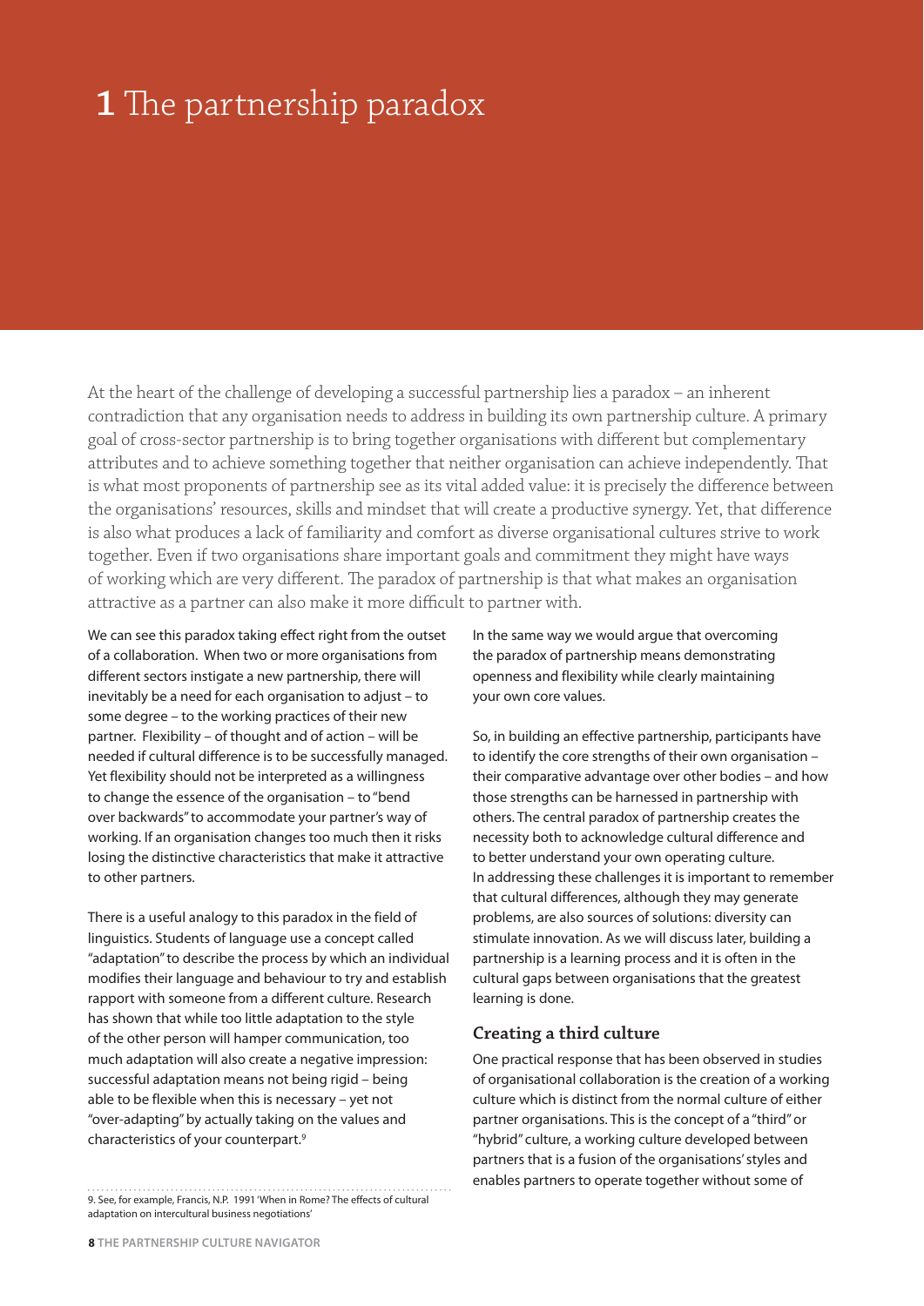# 1 The partnership paradox

At the heart of the challenge of developing a successful partnership lies a paradox – an inherent contradiction that any organisation needs to address in building its own partnership culture. A primary goal of cross-sector partnership is to bring together organisations with different but complementary attributes and to achieve something together that neither organisation can achieve independently. That is what most proponents of partnership see as its vital added value: it is precisely the difference between the organisations' resources, skills and mindset that will create a productive synergy. Yet, that difference is also what produces a lack of familiarity and comfort as diverse organisational cultures strive to work together. Even if two organisations share important goals and commitment they might have ways of working which are very different. The paradox of partnership is that what makes an organisation attractive as a partner can also make it more difficult to partner with.

We can see this paradox taking effect right from the outset of a collaboration. When two or more organisations from different sectors instigate a new partnership, there will inevitably be a need for each organisation to adjust – to some degree – to the working practices of their new partner. Flexibility – of thought and of action – will be needed if cultural difference is to be successfully managed. Yet flexibility should not be interpreted as a willingness to change the essence of the organisation – to "bend over backwards" to accommodate your partner's way of working. If an organisation changes too much then it risks losing the distinctive characteristics that make it attractive to other partners.

There is a useful analogy to this paradox in the field of linguistics. Students of language use a concept called "adaptation" to describe the process by which an individual modifies their language and behaviour to try and establish rapport with someone from a different culture. Research has shown that while too little adaptation to the style of the other person will hamper communication, too much adaptation will also create a negative impression: successful adaptation means not being rigid – being able to be flexible when this is necessary – yet not "over-adapting" by actually taking on the values and characteristics of your counterpart.[9]

In the same way we would argue that overcoming the paradox of partnership means demonstrating openness and flexibility while clearly maintaining your own core values.

So, in building an effective partnership, participants have to identify the core strengths of their own organisation – their comparative advantage over other bodies – and how those strengths can be harnessed in partnership with others. The central paradox of partnership creates the necessity both to acknowledge cultural difference and to better understand your own operating culture. In addressing these challenges it is important to remember that cultural differences, although they may generate problems, are also sources of solutions: diversity can stimulate innovation. As we will discuss later, building a partnership is a learning process and it is often in the cultural gaps between organisations that the greatest learning is done.

## Creating a third culture

One practical response that has been observed in studies of organisational collaboration is the creation of a working culture which is distinct from the normal culture of either partner organisations. This is the concept of a "third" or "hybrid" culture, a working culture developed between partners that is a fusion of the organisations' styles and enables partners to operate together without some of

9. See, for example, Francis, N.P. 1991 'When in Rome? The effects of cultural adaptation on intercultural business negotiations'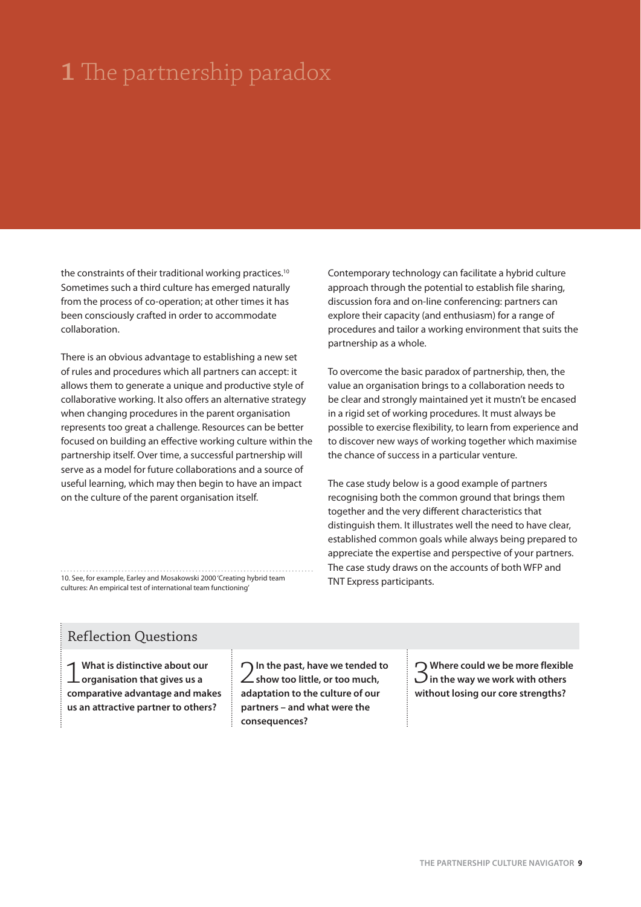# 1 The partnership paradox

the constraints of their traditional working practices.[10] Sometimes such a third culture has emerged naturally from the process of co-operation; at other times it has been consciously crafted in order to accommodate collaboration.

There is an obvious advantage to establishing a new set of rules and procedures which all partners can accept: it allows them to generate a unique and productive style of collaborative working. It also offers an alternative strategy when changing procedures in the parent organisation represents too great a challenge. Resources can be better focused on building an effective working culture within the partnership itself. Over time, a successful partnership will serve as a model for future collaborations and a source of useful learning, which may then begin to have an impact on the culture of the parent organisation itself.

Contemporary technology can facilitate a hybrid culture approach through the potential to establish file sharing, discussion fora and on-line conferencing: partners can explore their capacity (and enthusiasm) for a range of procedures and tailor a working environment that suits the partnership as a whole.

To overcome the basic paradox of partnership, then, the value an organisation brings to a collaboration needs to be clear and strongly maintained yet it mustn't be encased in a rigid set of working procedures. It must always be possible to exercise flexibility, to learn from experience and to discover new ways of working together which maximise the chance of success in a particular venture.

The case study below is a good example of partners recognising both the common ground that brings them together and the very different characteristics that distinguish them. It illustrates well the need to have clear, established common goals while always being prepared to appreciate the expertise and perspective of your partners. The case study draws on the accounts of both WFP and TNT Express participants.

10. See, for example, Earley and Mosakowski 2000 'Creating hybrid team cultures: An empirical test of international team functioning'

## Reflection Questions

1. **What is distinctive about our organisation that gives us a comparative advantage and makes us an attractive partner to others?**

2. **In the past, have we tended to show too little, or too much, adaptation to the culture of our partners – and what were the consequences?**

3. **Where could we be more flexible in the way we work with others without losing our core strengths?**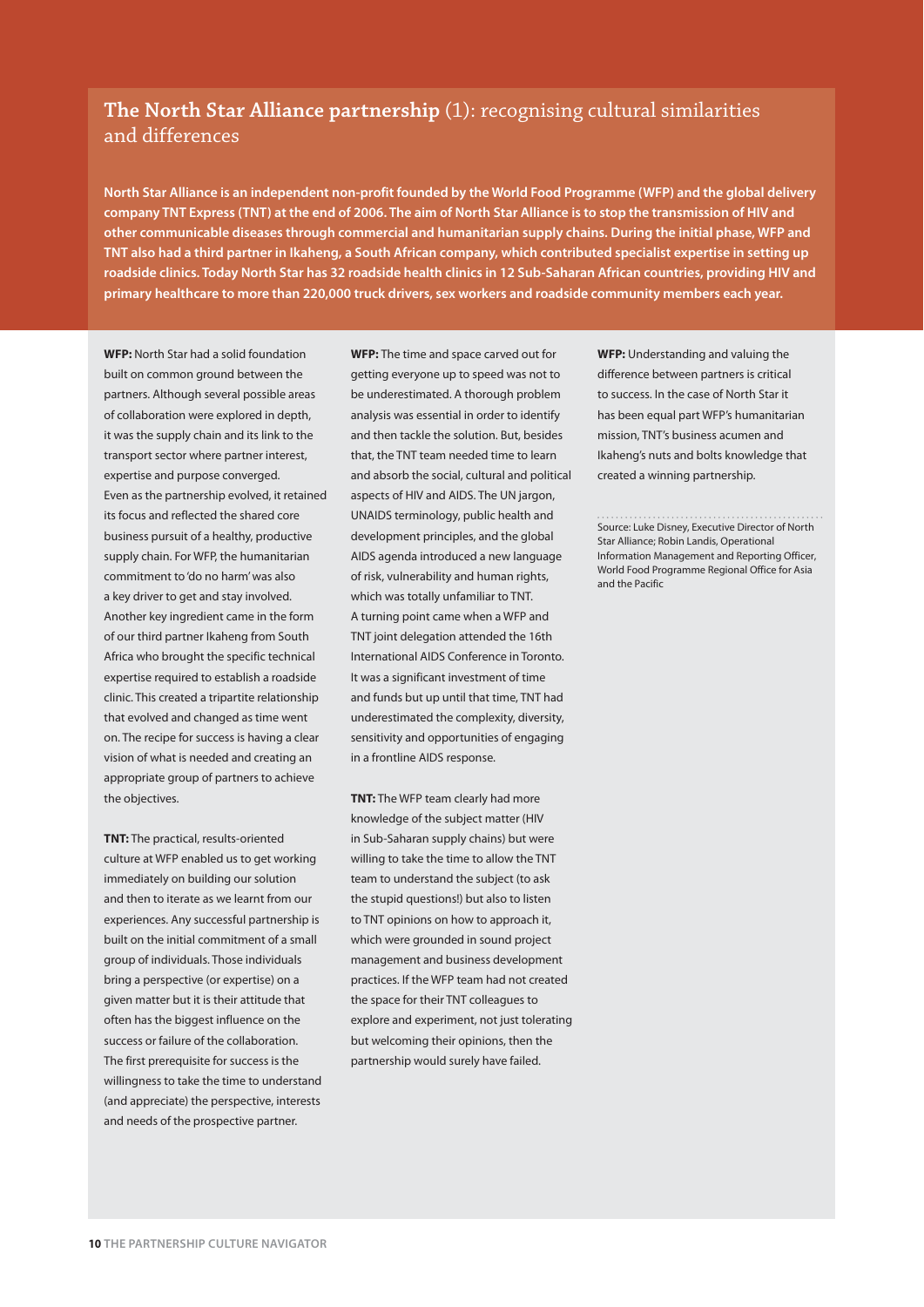## **The North Star Alliance partnership** (1): recognising cultural similarities and differences

**North Star Alliance is an independent non-profit founded by the World Food Programme (WFP) and the global delivery company TNT Express (TNT) at the end of 2006. The aim of North Star Alliance is to stop the transmission of HIV and other communicable diseases through commercial and humanitarian supply chains. During the initial phase, WFP and TNT also had a third partner in Ikaheng, a South African company, which contributed specialist expertise in setting up roadside clinics. Today North Star has 32 roadside health clinics in 12 Sub-Saharan African countries, providing HIV and primary healthcare to more than 220,000 truck drivers, sex workers and roadside community members each year.**

**WFP:** North Star had a solid foundation built on common ground between the partners. Although several possible areas of collaboration were explored in depth, it was the supply chain and its link to the transport sector where partner interest, expertise and purpose converged. Even as the partnership evolved, it retained its focus and reflected the shared core business pursuit of a healthy, productive supply chain. For WFP, the humanitarian commitment to 'do no harm' was also a key driver to get and stay involved. Another key ingredient came in the form of our third partner Ikaheng from South Africa who brought the specific technical expertise required to establish a roadside clinic. This created a tripartite relationship that evolved and changed as time went on. The recipe for success is having a clear vision of what is needed and creating an appropriate group of partners to achieve the objectives.

**TNT:** The practical, results-oriented culture at WFP enabled us to get working immediately on building our solution and then to iterate as we learnt from our experiences. Any successful partnership is built on the initial commitment of a small group of individuals. Those individuals bring a perspective (or expertise) on a given matter but it is their attitude that often has the biggest influence on the success or failure of the collaboration. The first prerequisite for success is the willingness to take the time to understand (and appreciate) the perspective, interests and needs of the prospective partner.

**WFP:** The time and space carved out for getting everyone up to speed was not to be underestimated. A thorough problem analysis was essential in order to identify and then tackle the solution. But, besides that, the TNT team needed time to learn and absorb the social, cultural and political aspects of HIV and AIDS. The UN jargon, UNAIDS terminology, public health and development principles, and the global AIDS agenda introduced a new language of risk, vulnerability and human rights, which was totally unfamiliar to TNT. A turning point came when a WFP and TNT joint delegation attended the 16th International AIDS Conference in Toronto. It was a significant investment of time and funds but up until that time, TNT had underestimated the complexity, diversity, sensitivity and opportunities of engaging in a frontline AIDS response.

**TNT:** The WFP team clearly had more knowledge of the subject matter (HIV in Sub-Saharan supply chains) but were willing to take the time to allow the TNT team to understand the subject (to ask the stupid questions!) but also to listen to TNT opinions on how to approach it, which were grounded in sound project management and business development practices. If the WFP team had not created the space for their TNT colleagues to explore and experiment, not just tolerating but welcoming their opinions, then the partnership would surely have failed.

**WFP:** Understanding and valuing the difference between partners is critical to success. In the case of North Star it has been equal part WFP's humanitarian mission, TNT's business acumen and Ikaheng's nuts and bolts knowledge that created a winning partnership.

Source: Luke Disney, Executive Director of North Star Alliance; Robin Landis, Operational Information Management and Reporting Officer, World Food Programme Regional Office for Asia and the Pacific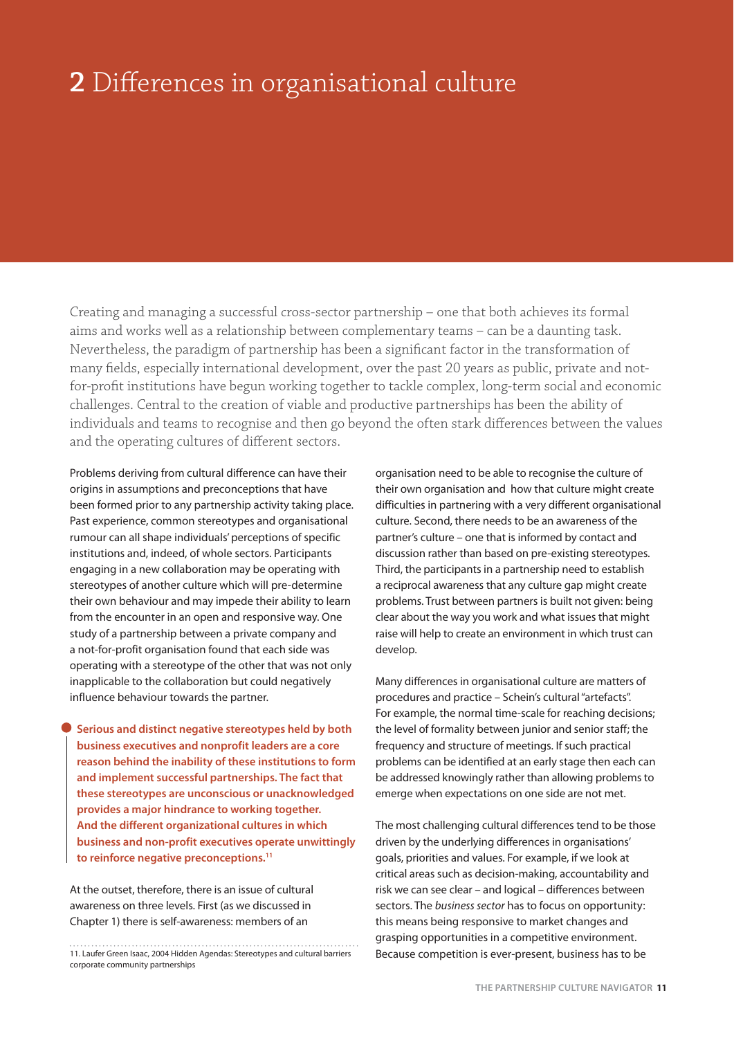# 2 Differences in organisational culture

Creating and managing a successful cross-sector partnership – one that both achieves its formal aims and works well as a relationship between complementary teams – can be a daunting task. Nevertheless, the paradigm of partnership has been a significant factor in the transformation of many fields, especially international development, over the past 20 years as public, private and not-for-profit institutions have begun working together to tackle complex, long-term social and economic challenges. Central to the creation of viable and productive partnerships has been the ability of individuals and teams to recognise and then go beyond the often stark differences between the values and the operating cultures of different sectors.

Problems deriving from cultural difference can have their origins in assumptions and preconceptions that have been formed prior to any partnership activity taking place. Past experience, common stereotypes and organisational rumour can all shape individuals' perceptions of specific institutions and, indeed, of whole sectors. Participants engaging in a new collaboration may be operating with stereotypes of another culture which will pre-determine their own behaviour and may impede their ability to learn from the encounter in an open and responsive way. One study of a partnership between a private company and a not-for-profit organisation found that each side was operating with a stereotype of the other that was not only inapplicable to the collaboration but could negatively influence behaviour towards the partner.

> **Serious and distinct negative stereotypes held by both business executives and nonprofit leaders are a core reason behind the inability of these institutions to form and implement successful partnerships. The fact that these stereotypes are unconscious or unacknowledged provides a major hindrance to working together. And the different organizational cultures in which business and non-profit executives operate unwittingly to reinforce negative preconceptions.**[11]

At the outset, therefore, there is an issue of cultural awareness on three levels. First (as we discussed in Chapter 1) there is self-awareness: members of an organisation need to be able to recognise the culture of their own organisation and how that culture might create difficulties in partnering with a very different organisational culture. Second, there needs to be an awareness of the partner's culture – one that is informed by contact and discussion rather than based on pre-existing stereotypes. Third, the participants in a partnership need to establish a reciprocal awareness that any culture gap might create problems. Trust between partners is built not given: being clear about the way you work and what issues that might raise will help to create an environment in which trust can develop.

Many differences in organisational culture are matters of procedures and practice – Schein's cultural "artefacts". For example, the normal time-scale for reaching decisions; the level of formality between junior and senior staff; the frequency and structure of meetings. If such practical problems can be identified at an early stage then each can be addressed knowingly rather than allowing problems to emerge when expectations on one side are not met.

The most challenging cultural differences tend to be those driven by the underlying differences in organisations' goals, priorities and values. For example, if we look at critical areas such as decision-making, accountability and risk we can see clear – and logical – differences between sectors. The *business sector* has to focus on opportunity: this means being responsive to market changes and grasping opportunities in a competitive environment. Because competition is ever-present, business has to be

---

11. Laufer Green Isaac, 2004 Hidden Agendas: Stereotypes and cultural barriers corporate community partnerships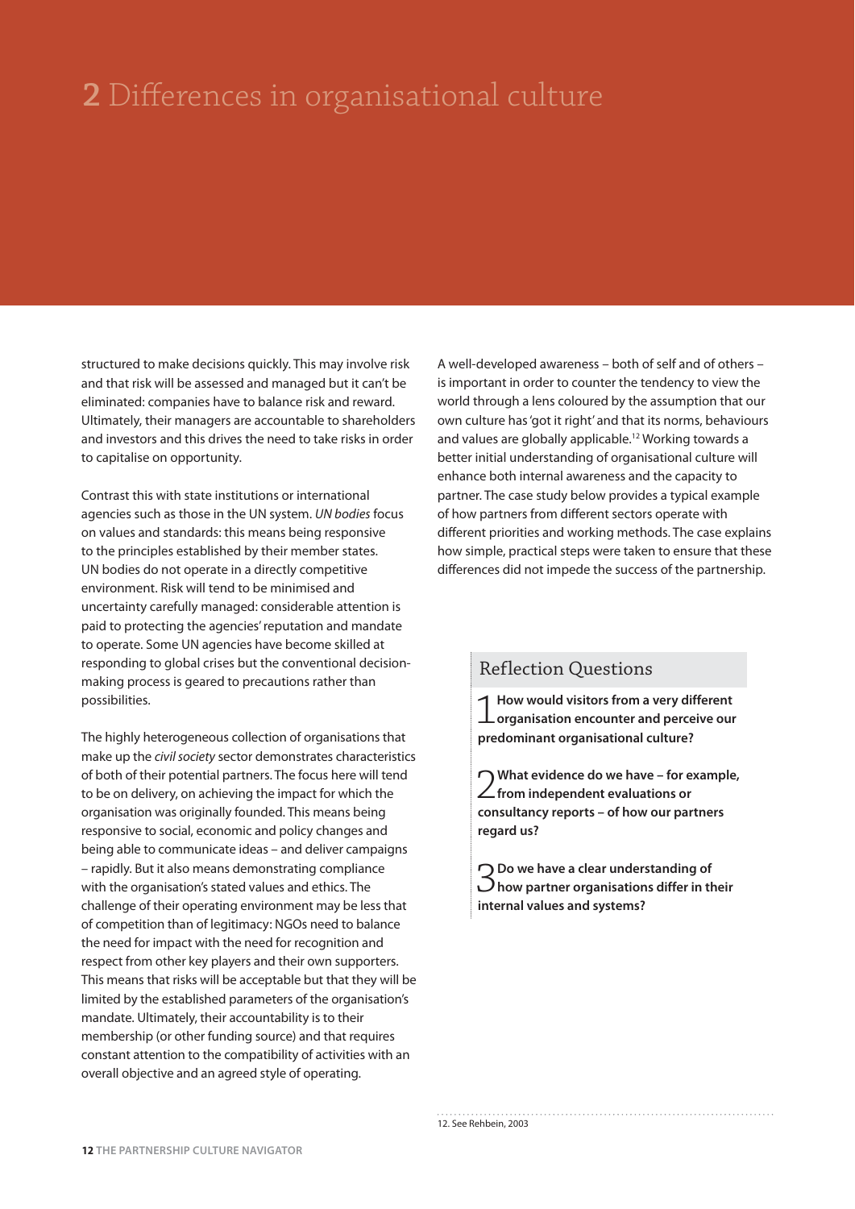# 2 Differences in organisational culture

structured to make decisions quickly. This may involve risk and that risk will be assessed and managed but it can't be eliminated: companies have to balance risk and reward. Ultimately, their managers are accountable to shareholders and investors and this drives the need to take risks in order to capitalise on opportunity.

Contrast this with state institutions or international agencies such as those in the UN system. *UN bodies* focus on values and standards: this means being responsive to the principles established by their member states. UN bodies do not operate in a directly competitive environment. Risk will tend to be minimised and uncertainty carefully managed: considerable attention is paid to protecting the agencies' reputation and mandate to operate. Some UN agencies have become skilled at responding to global crises but the conventional decision-making process is geared to precautions rather than possibilities.

The highly heterogeneous collection of organisations that make up the *civil society* sector demonstrates characteristics of both of their potential partners. The focus here will tend to be on delivery, on achieving the impact for which the organisation was originally founded. This means being responsive to social, economic and policy changes and being able to communicate ideas – and deliver campaigns – rapidly. But it also means demonstrating compliance with the organisation's stated values and ethics. The challenge of their operating environment may be less that of competition than of legitimacy: NGOs need to balance the need for impact with the need for recognition and respect from other key players and their own supporters. This means that risks will be acceptable but that they will be limited by the established parameters of the organisation's mandate. Ultimately, their accountability is to their membership (or other funding source) and that requires constant attention to the compatibility of activities with an overall objective and an agreed style of operating.

A well-developed awareness – both of self and of others – is important in order to counter the tendency to view the world through a lens coloured by the assumption that our own culture has 'got it right' and that its norms, behaviours and values are globally applicable.[12] Working towards a better initial understanding of organisational culture will enhance both internal awareness and the capacity to partner. The case study below provides a typical example of how partners from different sectors operate with different priorities and working methods. The case explains how simple, practical steps were taken to ensure that these differences did not impede the success of the partnership.

## Reflection Questions

1. **How would visitors from a very different organisation encounter and perceive our predominant organisational culture?**

2. **What evidence do we have – for example, from independent evaluations or consultancy reports – of how our partners regard us?**

3. **Do we have a clear understanding of how partner organisations differ in their internal values and systems?**

12. See Rehbein, 2003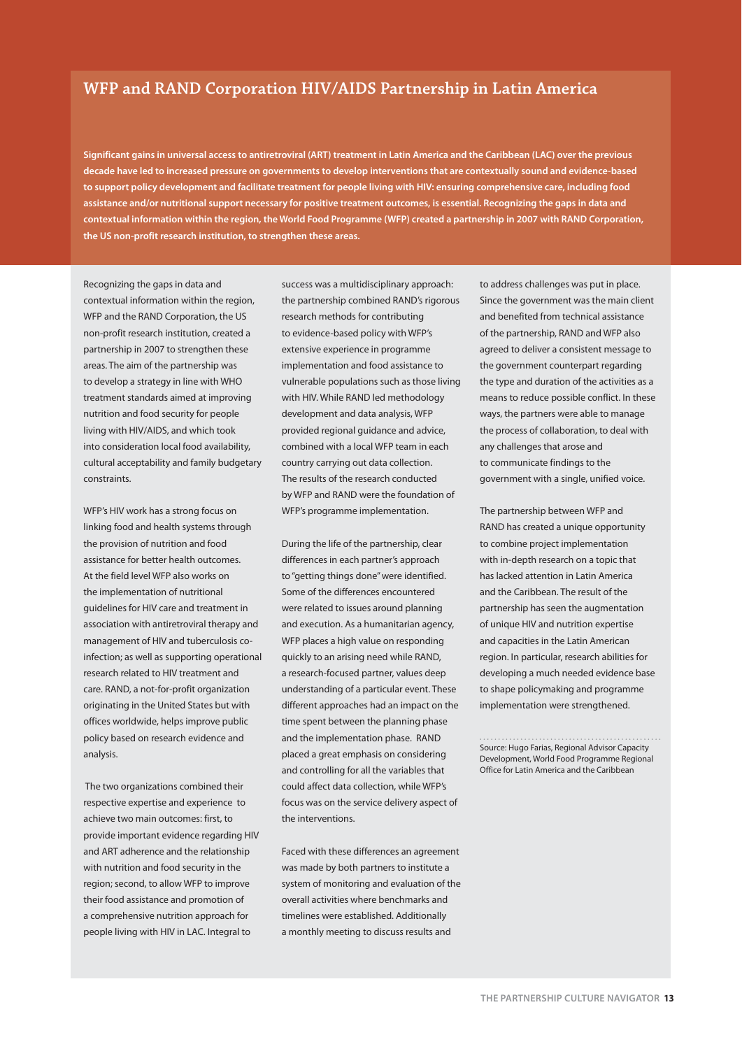## WFP and RAND Corporation HIV/AIDS Partnership in Latin America

**Significant gains in universal access to antiretroviral (ART) treatment in Latin America and the Caribbean (LAC) over the previous decade have led to increased pressure on governments to develop interventions that are contextually sound and evidence-based to support policy development and facilitate treatment for people living with HIV: ensuring comprehensive care, including food assistance and/or nutritional support necessary for positive treatment outcomes, is essential. Recognizing the gaps in data and contextual information within the region, the World Food Programme (WFP) created a partnership in 2007 with RAND Corporation, the US non-profit research institution, to strengthen these areas.**

Recognizing the gaps in data and contextual information within the region, WFP and the RAND Corporation, the US non-profit research institution, created a partnership in 2007 to strengthen these areas. The aim of the partnership was to develop a strategy in line with WHO treatment standards aimed at improving nutrition and food security for people living with HIV/AIDS, and which took into consideration local food availability, cultural acceptability and family budgetary constraints.

WFP's HIV work has a strong focus on linking food and health systems through the provision of nutrition and food assistance for better health outcomes. At the field level WFP also works on the implementation of nutritional guidelines for HIV care and treatment in association with antiretroviral therapy and management of HIV and tuberculosis co-infection; as well as supporting operational research related to HIV treatment and care. RAND, a not-for-profit organization originating in the United States but with offices worldwide, helps improve public policy based on research evidence and analysis.

The two organizations combined their respective expertise and experience to achieve two main outcomes: first, to provide important evidence regarding HIV and ART adherence and the relationship with nutrition and food security in the region; second, to allow WFP to improve their food assistance and promotion of a comprehensive nutrition approach for people living with HIV in LAC. Integral to success was a multidisciplinary approach: the partnership combined RAND's rigorous research methods for contributing to evidence-based policy with WFP's extensive experience in programme implementation and food assistance to vulnerable populations such as those living with HIV. While RAND led methodology development and data analysis, WFP provided regional guidance and advice, combined with a local WFP team in each country carrying out data collection. The results of the research conducted by WFP and RAND were the foundation of WFP's programme implementation.

During the life of the partnership, clear differences in each partner's approach to "getting things done" were identified. Some of the differences encountered were related to issues around planning and execution. As a humanitarian agency, WFP places a high value on responding quickly to an arising need while RAND, a research-focused partner, values deep understanding of a particular event. These different approaches had an impact on the time spent between the planning phase and the implementation phase. RAND placed a great emphasis on considering and controlling for all the variables that could affect data collection, while WFP's focus was on the service delivery aspect of the interventions.

Faced with these differences an agreement was made by both partners to institute a system of monitoring and evaluation of the overall activities where benchmarks and timelines were established. Additionally a monthly meeting to discuss results and to address challenges was put in place. Since the government was the main client and benefited from technical assistance of the partnership, RAND and WFP also agreed to deliver a consistent message to the government counterpart regarding the type and duration of the activities as a means to reduce possible conflict. In these ways, the partners were able to manage the process of collaboration, to deal with any challenges that arose and to communicate findings to the government with a single, unified voice.

The partnership between WFP and RAND has created a unique opportunity to combine project implementation with in-depth research on a topic that has lacked attention in Latin America and the Caribbean. The result of the partnership has seen the augmentation of unique HIV and nutrition expertise and capacities in the Latin American region. In particular, research abilities for developing a much needed evidence base to shape policymaking and programme implementation were strengthened.

Source: Hugo Farias, Regional Advisor Capacity Development, World Food Programme Regional Office for Latin America and the Caribbean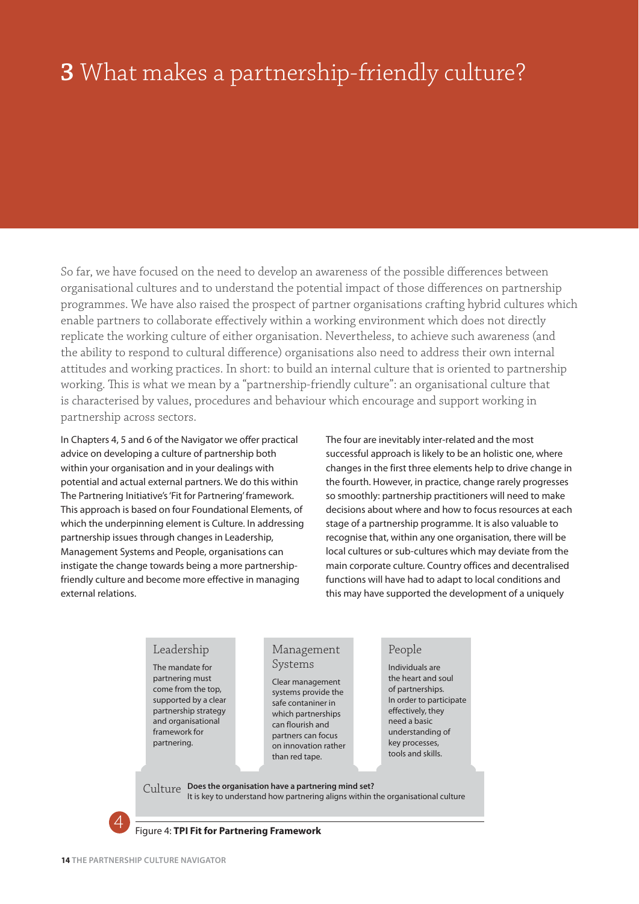# 3 What makes a partnership-friendly culture?

So far, we have focused on the need to develop an awareness of the possible differences between organisational cultures and to understand the potential impact of those differences on partnership programmes. We have also raised the prospect of partner organisations crafting hybrid cultures which enable partners to collaborate effectively within a working environment which does not directly replicate the working culture of either organisation. Nevertheless, to achieve such awareness (and the ability to respond to cultural difference) organisations also need to address their own internal attitudes and working practices. In short: to build an internal culture that is oriented to partnership working. This is what we mean by a "partnership-friendly culture": an organisational culture that is characterised by values, procedures and behaviour which encourage and support working in partnership across sectors.

In Chapters 4, 5 and 6 of the Navigator we offer practical advice on developing a culture of partnership both within your organisation and in your dealings with potential and actual external partners. We do this within The Partnering Initiative's 'Fit for Partnering' framework. This approach is based on four Foundational Elements, of which the underpinning element is Culture. In addressing partnership issues through changes in Leadership, Management Systems and People, organisations can instigate the change towards being a more partnership-friendly culture and become more effective in managing external relations.

The four are inevitably inter-related and the most successful approach is likely to be an holistic one, where changes in the first three elements help to drive change in the fourth. However, in practice, change rarely progresses so smoothly: partnership practitioners will need to make decisions about where and how to focus resources at each stage of a partnership programme. It is also valuable to recognise that, within any one organisation, there will be local cultures or sub-cultures which may deviate from the main corporate culture. Country offices and decentralised functions will have had to adapt to local conditions and this may have supported the development of a uniquely

| Leadership | Management Systems | People |
|---|---|---|
| The mandate for partnering must come from the top, supported by a clear partnership strategy and organisational framework for partnering. | Clear management systems provide the safe container in which partnerships can flourish and partners can focus on innovation rather than red tape. | Individuals are the heart and soul of partnerships. In order to participate effectively, they need a basic understanding of key processes, tools and skills. |

Culture **Does the organisation have a partnering mind set?**
It is key to understand how partnering aligns within the organisational culture

4

Figure 4: **TPI Fit for Partnering Framework**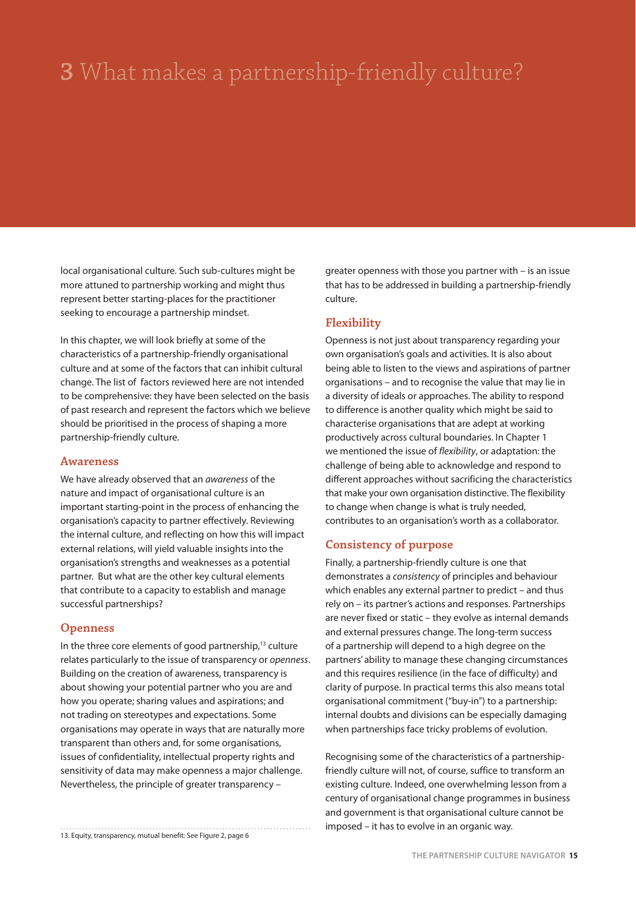# 3 What makes a partnership-friendly culture?

local organisational culture. Such sub-cultures might be more attuned to partnership working and might thus represent better starting-places for the practitioner seeking to encourage a partnership mindset.

In this chapter, we will look briefly at some of the characteristics of a partnership-friendly organisational culture and at some of the factors that can inhibit cultural change. The list of factors reviewed here are not intended to be comprehensive: they have been selected on the basis of past research and represent the factors which we believe should be prioritised in the process of shaping a more partnership-friendly culture.

## Awareness

We have already observed that an *awareness* of the nature and impact of organisational culture is an important starting-point in the process of enhancing the organisation's capacity to partner effectively. Reviewing the internal culture, and reflecting on how this will impact external relations, will yield valuable insights into the organisation's strengths and weaknesses as a potential partner. But what are the other key cultural elements that contribute to a capacity to establish and manage successful partnerships?

## Openness

In the three core elements of good partnership,[13] culture relates particularly to the issue of transparency or *openness*. Building on the creation of awareness, transparency is about showing your potential partner who you are and how you operate; sharing values and aspirations; and not trading on stereotypes and expectations. Some organisations may operate in ways that are naturally more transparent than others and, for some organisations, issues of confidentiality, intellectual property rights and sensitivity of data may make openness a major challenge. Nevertheless, the principle of greater transparency – greater openness with those you partner with – is an issue that has to be addressed in building a partnership-friendly culture.

## Flexibility

Openness is not just about transparency regarding your own organisation's goals and activities. It is also about being able to listen to the views and aspirations of partner organisations – and to recognise the value that may lie in a diversity of ideals or approaches. The ability to respond to difference is another quality which might be said to characterise organisations that are adept at working productively across cultural boundaries. In Chapter 1 we mentioned the issue of *flexibility*, or adaptation: the challenge of being able to acknowledge and respond to different approaches without sacrificing the characteristics that make your own organisation distinctive. The flexibility to change when change is what is truly needed, contributes to an organisation's worth as a collaborator.

## Consistency of purpose

Finally, a partnership-friendly culture is one that demonstrates a *consistency* of principles and behaviour which enables any external partner to predict – and thus rely on – its partner's actions and responses. Partnerships are never fixed or static – they evolve as internal demands and external pressures change. The long-term success of a partnership will depend to a high degree on the partners' ability to manage these changing circumstances and this requires resilience (in the face of difficulty) and clarity of purpose. In practical terms this also means total organisational commitment ("buy-in") to a partnership: internal doubts and divisions can be especially damaging when partnerships face tricky problems of evolution.

Recognising some of the characteristics of a partnership-friendly culture will not, of course, suffice to transform an existing culture. Indeed, one overwhelming lesson from a century of organisational change programmes in business and government is that organisational culture cannot be imposed – it has to evolve in an organic way.

13. Equity, transparency, mutual benefit: See Figure 2, page 6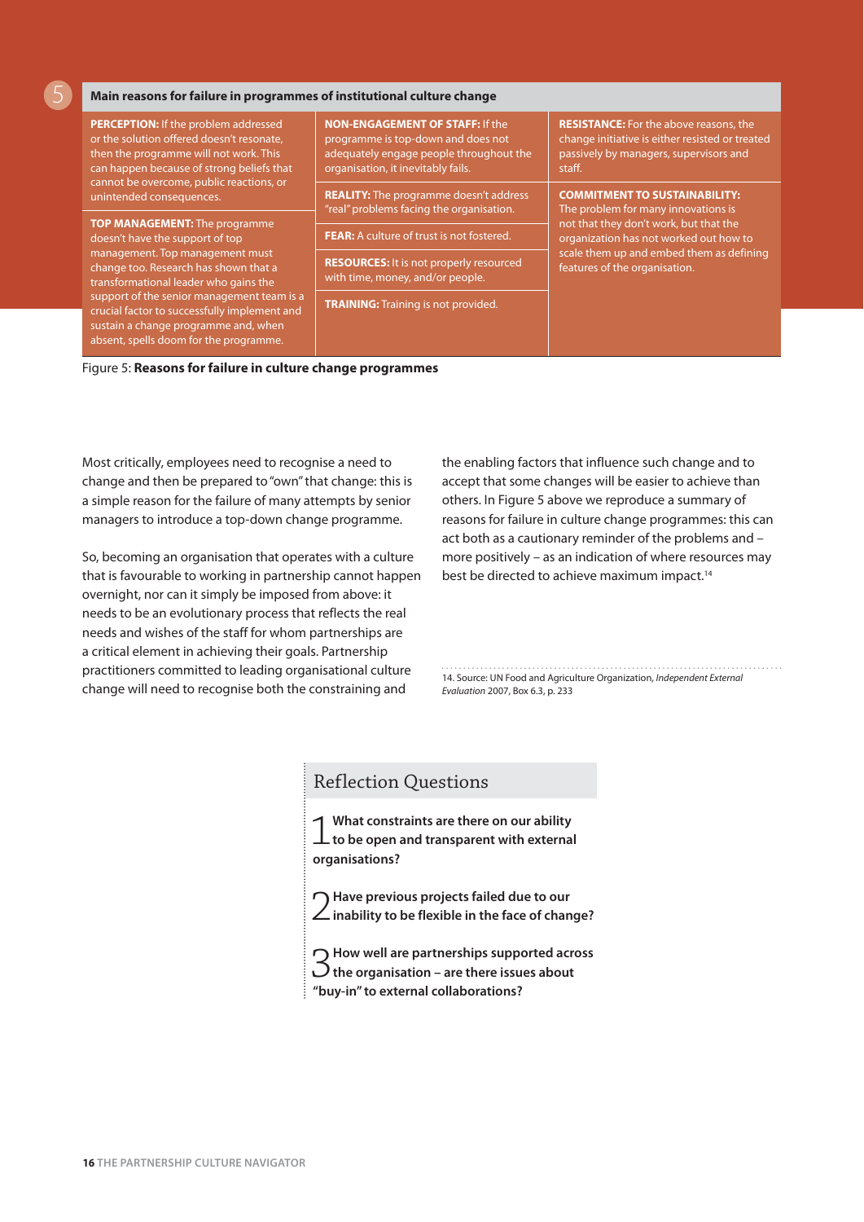**Main reasons for failure in programmes of institutional culture change**

**PERCEPTION:** If the problem addressed or the solution offered doesn't resonate, then the programme will not work. This can happen because of strong beliefs that cannot be overcome, public reactions, or unintended consequences.

**TOP MANAGEMENT:** The programme doesn't have the support of top management. Top management must change too. Research has shown that a transformational leader who gains the support of the senior management team is a crucial factor to successfully implement and sustain a change programme and, when absent, spells doom for the programme.

**NON-ENGAGEMENT OF STAFF:** If the programme is top-down and does not adequately engage people throughout the organisation, it inevitably fails.

**REALITY:** The programme doesn't address "real" problems facing the organisation.

**FEAR:** A culture of trust is not fostered.

**RESOURCES:** It is not properly resourced with time, money, and/or people.

**TRAINING:** Training is not provided.

**RESISTANCE:** For the above reasons, the change initiative is either resisted or treated passively by managers, supervisors and staff.

**COMMITMENT TO SUSTAINABILITY:** The problem for many innovations is not that they don't work, but that the organization has not worked out how to scale them up and embed them as defining features of the organisation.

Figure 5: **Reasons for failure in culture change programmes**

Most critically, employees need to recognise a need to change and then be prepared to "own" that change: this is a simple reason for the failure of many attempts by senior managers to introduce a top-down change programme.

So, becoming an organisation that operates with a culture that is favourable to working in partnership cannot happen overnight, nor can it simply be imposed from above: it needs to be an evolutionary process that reflects the real needs and wishes of the staff for whom partnerships are a critical element in achieving their goals. Partnership practitioners committed to leading organisational culture change will need to recognise both the constraining and the enabling factors that influence such change and to accept that some changes will be easier to achieve than others. In Figure 5 above we reproduce a summary of reasons for failure in culture change programmes: this can act both as a cautionary reminder of the problems and – more positively – as an indication of where resources may best be directed to achieve maximum impact.[14]

14. Source: UN Food and Agriculture Organization, *Independent External Evaluation* 2007, Box 6.3, p. 233

## Reflection Questions

1. **What constraints are there on our ability to be open and transparent with external organisations?**

2. **Have previous projects failed due to our inability to be flexible in the face of change?**

3. **How well are partnerships supported across the organisation – are there issues about "buy-in" to external collaborations?**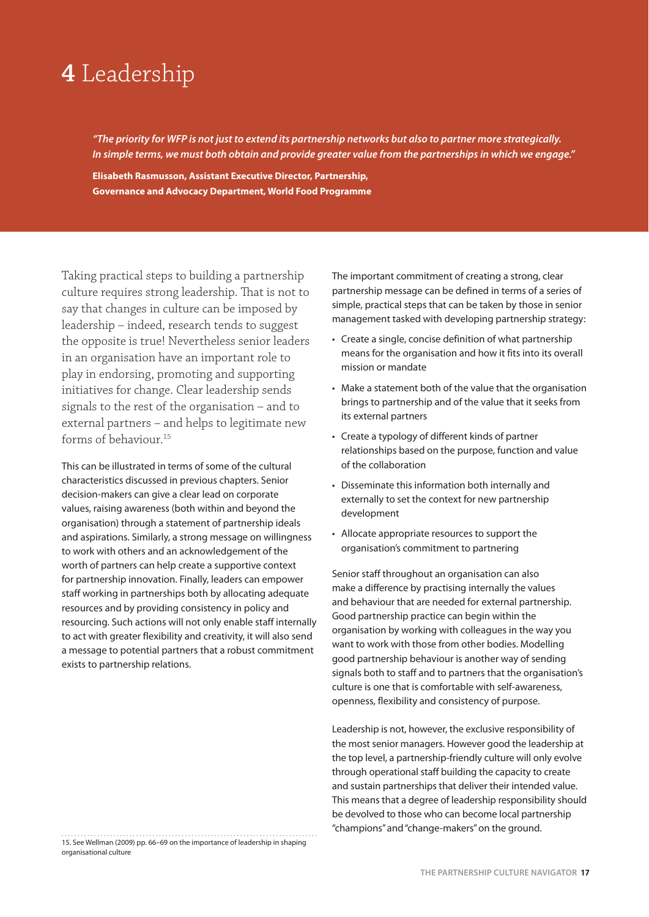# 4 Leadership

*"The priority for WFP is not just to extend its partnership networks but also to partner more strategically. In simple terms, we must both obtain and provide greater value from the partnerships in which we engage."*

**Elisabeth Rasmusson, Assistant Executive Director, Partnership, Governance and Advocacy Department, World Food Programme**

Taking practical steps to building a partnership culture requires strong leadership. That is not to say that changes in culture can be imposed by leadership – indeed, research tends to suggest the opposite is true! Nevertheless senior leaders in an organisation have an important role to play in endorsing, promoting and supporting initiatives for change. Clear leadership sends signals to the rest of the organisation – and to external partners – and helps to legitimate new forms of behaviour.[15]

This can be illustrated in terms of some of the cultural characteristics discussed in previous chapters. Senior decision-makers can give a clear lead on corporate values, raising awareness (both within and beyond the organisation) through a statement of partnership ideals and aspirations. Similarly, a strong message on willingness to work with others and an acknowledgement of the worth of partners can help create a supportive context for partnership innovation. Finally, leaders can empower staff working in partnerships both by allocating adequate resources and by providing consistency in policy and resourcing. Such actions will not only enable staff internally to act with greater flexibility and creativity, it will also send a message to potential partners that a robust commitment exists to partnership relations.

The important commitment of creating a strong, clear partnership message can be defined in terms of a series of simple, practical steps that can be taken by those in senior management tasked with developing partnership strategy:

- Create a single, concise definition of what partnership means for the organisation and how it fits into its overall mission or mandate
- Make a statement both of the value that the organisation brings to partnership and of the value that it seeks from its external partners
- Create a typology of different kinds of partner relationships based on the purpose, function and value of the collaboration
- Disseminate this information both internally and externally to set the context for new partnership development
- Allocate appropriate resources to support the organisation's commitment to partnering

Senior staff throughout an organisation can also make a difference by practising internally the values and behaviour that are needed for external partnership. Good partnership practice can begin within the organisation by working with colleagues in the way you want to work with those from other bodies. Modelling good partnership behaviour is another way of sending signals both to staff and to partners that the organisation's culture is one that is comfortable with self-awareness, openness, flexibility and consistency of purpose.

Leadership is not, however, the exclusive responsibility of the most senior managers. However good the leadership at the top level, a partnership-friendly culture will only evolve through operational staff building the capacity to create and sustain partnerships that deliver their intended value. This means that a degree of leadership responsibility should be devolved to those who can become local partnership "champions" and "change-makers" on the ground.

15. See Wellman (2009) pp. 66–69 on the importance of leadership in shaping organisational culture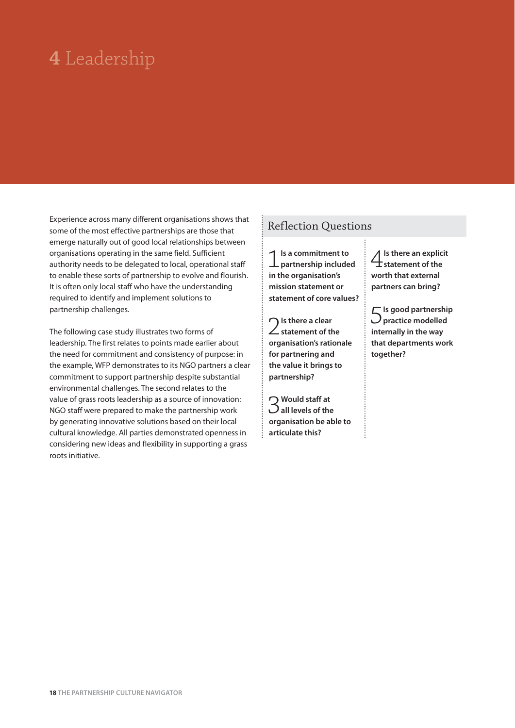# 4 Leadership

Experience across many different organisations shows that some of the most effective partnerships are those that emerge naturally out of good local relationships between organisations operating in the same field. Sufficient authority needs to be delegated to local, operational staff to enable these sorts of partnership to evolve and flourish. It is often only local staff who have the understanding required to identify and implement solutions to partnership challenges.

The following case study illustrates two forms of leadership. The first relates to points made earlier about the need for commitment and consistency of purpose: in the example, WFP demonstrates to its NGO partners a clear commitment to support partnership despite substantial environmental challenges. The second relates to the value of grass roots leadership as a source of innovation: NGO staff were prepared to make the partnership work by generating innovative solutions based on their local cultural knowledge. All parties demonstrated openness in considering new ideas and flexibility in supporting a grass roots initiative.

## Reflection Questions

1. **Is a commitment to partnership included in the organisation's mission statement or statement of core values?**
2. **Is there a clear statement of the organisation's rationale for partnering and the value it brings to partnership?**
3. **Would staff at all levels of the organisation be able to articulate this?**
4. **Is there an explicit statement of the worth that external partners can bring?**
5. **Is good partnership practice modelled internally in the way that departments work together?**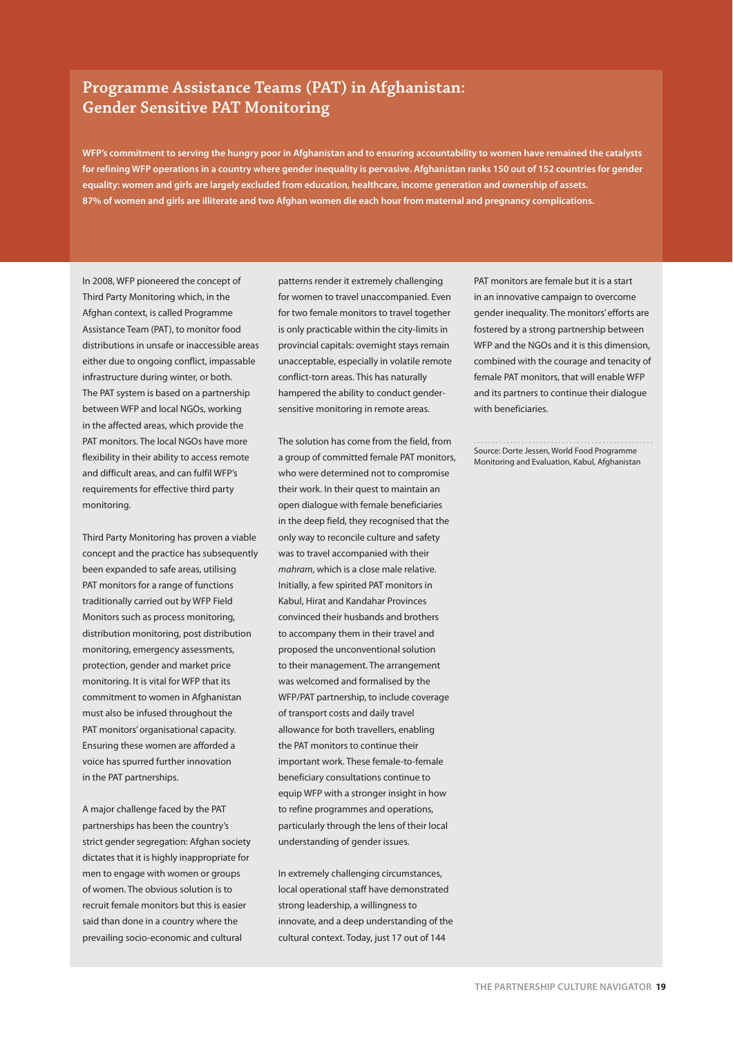## Programme Assistance Teams (PAT) in Afghanistan: Gender Sensitive PAT Monitoring

**WFP's commitment to serving the hungry poor in Afghanistan and to ensuring accountability to women have remained the catalysts for refining WFP operations in a country where gender inequality is pervasive. Afghanistan ranks 150 out of 152 countries for gender equality: women and girls are largely excluded from education, healthcare, income generation and ownership of assets. 87% of women and girls are illiterate and two Afghan women die each hour from maternal and pregnancy complications.**

In 2008, WFP pioneered the concept of Third Party Monitoring which, in the Afghan context, is called Programme Assistance Team (PAT), to monitor food distributions in unsafe or inaccessible areas either due to ongoing conflict, impassable infrastructure during winter, or both. The PAT system is based on a partnership between WFP and local NGOs, working in the affected areas, which provide the PAT monitors. The local NGOs have more flexibility in their ability to access remote and difficult areas, and can fulfil WFP's requirements for effective third party monitoring.

Third Party Monitoring has proven a viable concept and the practice has subsequently been expanded to safe areas, utilising PAT monitors for a range of functions traditionally carried out by WFP Field Monitors such as process monitoring, distribution monitoring, post distribution monitoring, emergency assessments, protection, gender and market price monitoring. It is vital for WFP that its commitment to women in Afghanistan must also be infused throughout the PAT monitors' organisational capacity. Ensuring these women are afforded a voice has spurred further innovation in the PAT partnerships.

A major challenge faced by the PAT partnerships has been the country's strict gender segregation: Afghan society dictates that it is highly inappropriate for men to engage with women or groups of women. The obvious solution is to recruit female monitors but this is easier said than done in a country where the prevailing socio-economic and cultural patterns render it extremely challenging for women to travel unaccompanied. Even for two female monitors to travel together is only practicable within the city-limits in provincial capitals: overnight stays remain unacceptable, especially in volatile remote conflict-torn areas. This has naturally hampered the ability to conduct gender-sensitive monitoring in remote areas.

The solution has come from the field, from a group of committed female PAT monitors, who were determined not to compromise their work. In their quest to maintain an open dialogue with female beneficiaries in the deep field, they recognised that the only way to reconcile culture and safety was to travel accompanied with their *mahram*, which is a close male relative. Initially, a few spirited PAT monitors in Kabul, Hirat and Kandahar Provinces convinced their husbands and brothers to accompany them in their travel and proposed the unconventional solution to their management. The arrangement was welcomed and formalised by the WFP/PAT partnership, to include coverage of transport costs and daily travel allowance for both travellers, enabling the PAT monitors to continue their important work. These female-to-female beneficiary consultations continue to equip WFP with a stronger insight in how to refine programmes and operations, particularly through the lens of their local understanding of gender issues.

In extremely challenging circumstances, local operational staff have demonstrated strong leadership, a willingness to innovate, and a deep understanding of the cultural context. Today, just 17 out of 144 PAT monitors are female but it is a start in an innovative campaign to overcome gender inequality. The monitors' efforts are fostered by a strong partnership between WFP and the NGOs and it is this dimension, combined with the courage and tenacity of female PAT monitors, that will enable WFP and its partners to continue their dialogue with beneficiaries.

Source: Dorte Jessen, World Food Programme Monitoring and Evaluation, Kabul, Afghanistan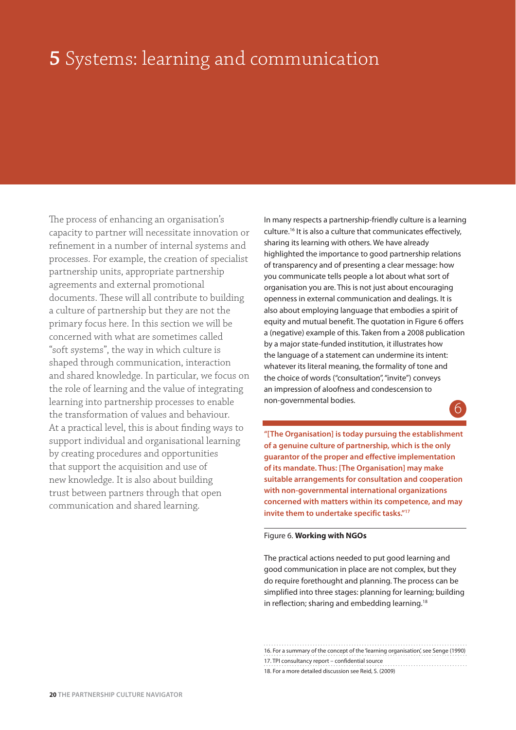# 5 Systems: learning and communication

The process of enhancing an organisation's capacity to partner will necessitate innovation or refinement in a number of internal systems and processes. For example, the creation of specialist partnership units, appropriate partnership agreements and external promotional documents. These will all contribute to building a culture of partnership but they are not the primary focus here. In this section we will be concerned with what are sometimes called "soft systems", the way in which culture is shaped through communication, interaction and shared knowledge. In particular, we focus on the role of learning and the value of integrating learning into partnership processes to enable the transformation of values and behaviour. At a practical level, this is about finding ways to support individual and organisational learning by creating procedures and opportunities that support the acquisition and use of new knowledge. It is also about building trust between partners through that open communication and shared learning.

In many respects a partnership-friendly culture is a learning culture.[16] It is also a culture that communicates effectively, sharing its learning with others. We have already highlighted the importance to good partnership relations of transparency and of presenting a clear message: how you communicate tells people a lot about what sort of organisation you are. This is not just about encouraging openness in external communication and dealings. It is also about employing language that embodies a spirit of equity and mutual benefit. The quotation in Figure 6 offers a (negative) example of this. Taken from a 2008 publication by a major state-funded institution, it illustrates how the language of a statement can undermine its intent: whatever its literal meaning, the formality of tone and the choice of words ("consultation", "invite") conveys an impression of aloofness and condescension to non-governmental bodies.

6

**"[The Organisation] is today pursuing the establishment of a genuine culture of partnership, which is the only guarantor of the proper and effective implementation of its mandate. Thus: [The Organisation] may make suitable arrangements for consultation and cooperation with non-governmental international organizations concerned with matters within its competence, and may invite them to undertake specific tasks."[17]**

Figure 6. **Working with NGOs**

The practical actions needed to put good learning and good communication in place are not complex, but they do require forethought and planning. The process can be simplified into three stages: planning for learning; building in reflection; sharing and embedding learning.[18]

16. For a summary of the concept of the 'learning organisation', see Senge (1990)

17. TPI consultancy report – confidential source

18. For a more detailed discussion see Reid, S. (2009)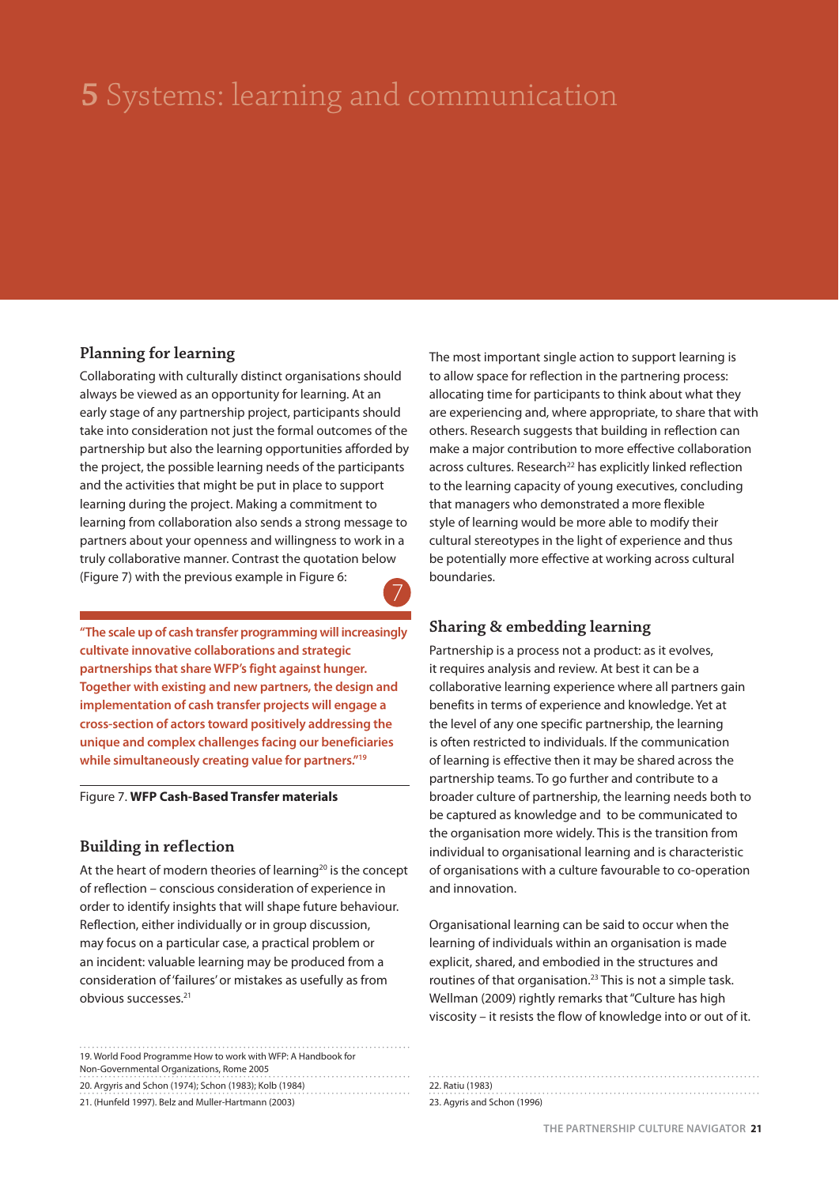# 5 Systems: learning and communication

## Planning for learning

Collaborating with culturally distinct organisations should always be viewed as an opportunity for learning. At an early stage of any partnership project, participants should take into consideration not just the formal outcomes of the partnership but also the learning opportunities afforded by the project, the possible learning needs of the participants and the activities that might be put in place to support learning during the project. Making a commitment to learning from collaboration also sends a strong message to partners about your openness and willingness to work in a truly collaborative manner. Contrast the quotation below (Figure 7) with the previous example in Figure 6:

7

**"The scale up of cash transfer programming will increasingly cultivate innovative collaborations and strategic partnerships that share WFP's fight against hunger. Together with existing and new partners, the design and implementation of cash transfer projects will engage a cross-section of actors toward positively addressing the unique and complex challenges facing our beneficiaries while simultaneously creating value for partners."[19]**

Figure 7. **WFP Cash-Based Transfer materials**

## Building in reflection

At the heart of modern theories of learning[20] is the concept of reflection – conscious consideration of experience in order to identify insights that will shape future behaviour. Reflection, either individually or in group discussion, may focus on a particular case, a practical problem or an incident: valuable learning may be produced from a consideration of 'failures' or mistakes as usefully as from obvious successes.[21]

The most important single action to support learning is to allow space for reflection in the partnering process: allocating time for participants to think about what they are experiencing and, where appropriate, to share that with others. Research suggests that building in reflection can make a major contribution to more effective collaboration across cultures. Research[22] has explicitly linked reflection to the learning capacity of young executives, concluding that managers who demonstrated a more flexible style of learning would be more able to modify their cultural stereotypes in the light of experience and thus be potentially more effective at working across cultural boundaries.

## Sharing & embedding learning

Partnership is a process not a product: as it evolves, it requires analysis and review. At best it can be a collaborative learning experience where all partners gain benefits in terms of experience and knowledge. Yet at the level of any one specific partnership, the learning is often restricted to individuals. If the communication of learning is effective then it may be shared across the partnership teams. To go further and contribute to a broader culture of partnership, the learning needs both to be captured as knowledge and to be communicated to the organisation more widely. This is the transition from individual to organisational learning and is characteristic of organisations with a culture favourable to co-operation and innovation.

Organisational learning can be said to occur when the learning of individuals within an organisation is made explicit, shared, and embodied in the structures and routines of that organisation.[23] This is not a simple task. Wellman (2009) rightly remarks that "Culture has high viscosity – it resists the flow of knowledge into or out of it.

---

19. World Food Programme How to work with WFP: A Handbook for Non-Governmental Organizations, Rome 2005

20. Argyris and Schon (1974); Schon (1983); Kolb (1984)

21. (Hunfeld 1997). Belz and Muller-Hartmann (2003)

22. Ratiu (1983)

23. Agyris and Schon (1996)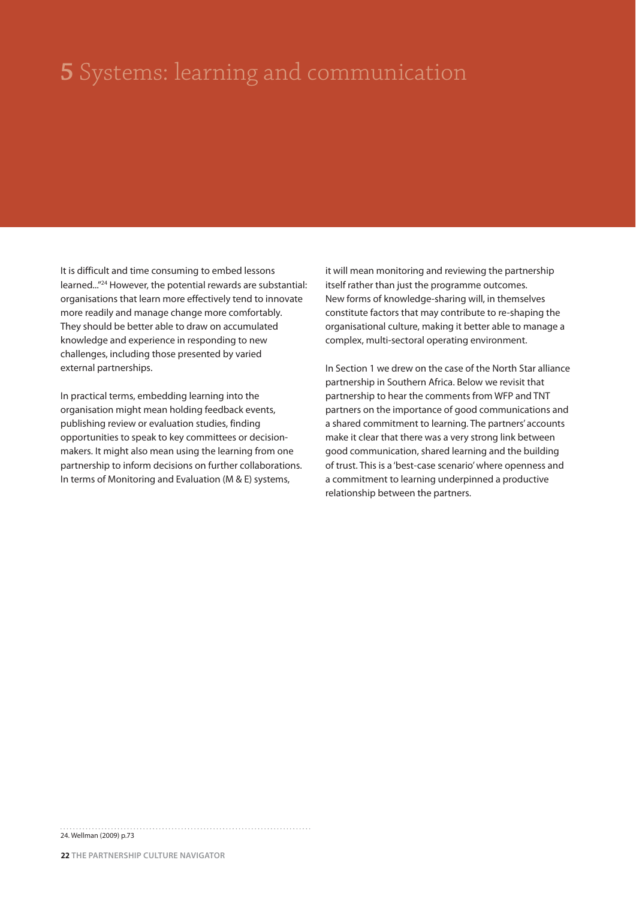# 5 Systems: learning and communication

It is difficult and time consuming to embed lessons learned..."[24] However, the potential rewards are substantial: organisations that learn more effectively tend to innovate more readily and manage change more comfortably. They should be better able to draw on accumulated knowledge and experience in responding to new challenges, including those presented by varied external partnerships.

In practical terms, embedding learning into the organisation might mean holding feedback events, publishing review or evaluation studies, finding opportunities to speak to key committees or decision-makers. It might also mean using the learning from one partnership to inform decisions on further collaborations. In terms of Monitoring and Evaluation (M & E) systems, it will mean monitoring and reviewing the partnership itself rather than just the programme outcomes. New forms of knowledge-sharing will, in themselves constitute factors that may contribute to re-shaping the organisational culture, making it better able to manage a complex, multi-sectoral operating environment.

In Section 1 we drew on the case of the North Star alliance partnership in Southern Africa. Below we revisit that partnership to hear the comments from WFP and TNT partners on the importance of good communications and a shared commitment to learning. The partners' accounts make it clear that there was a very strong link between good communication, shared learning and the building of trust. This is a 'best-case scenario' where openness and a commitment to learning underpinned a productive relationship between the partners.

24. Wellman (2009) p.73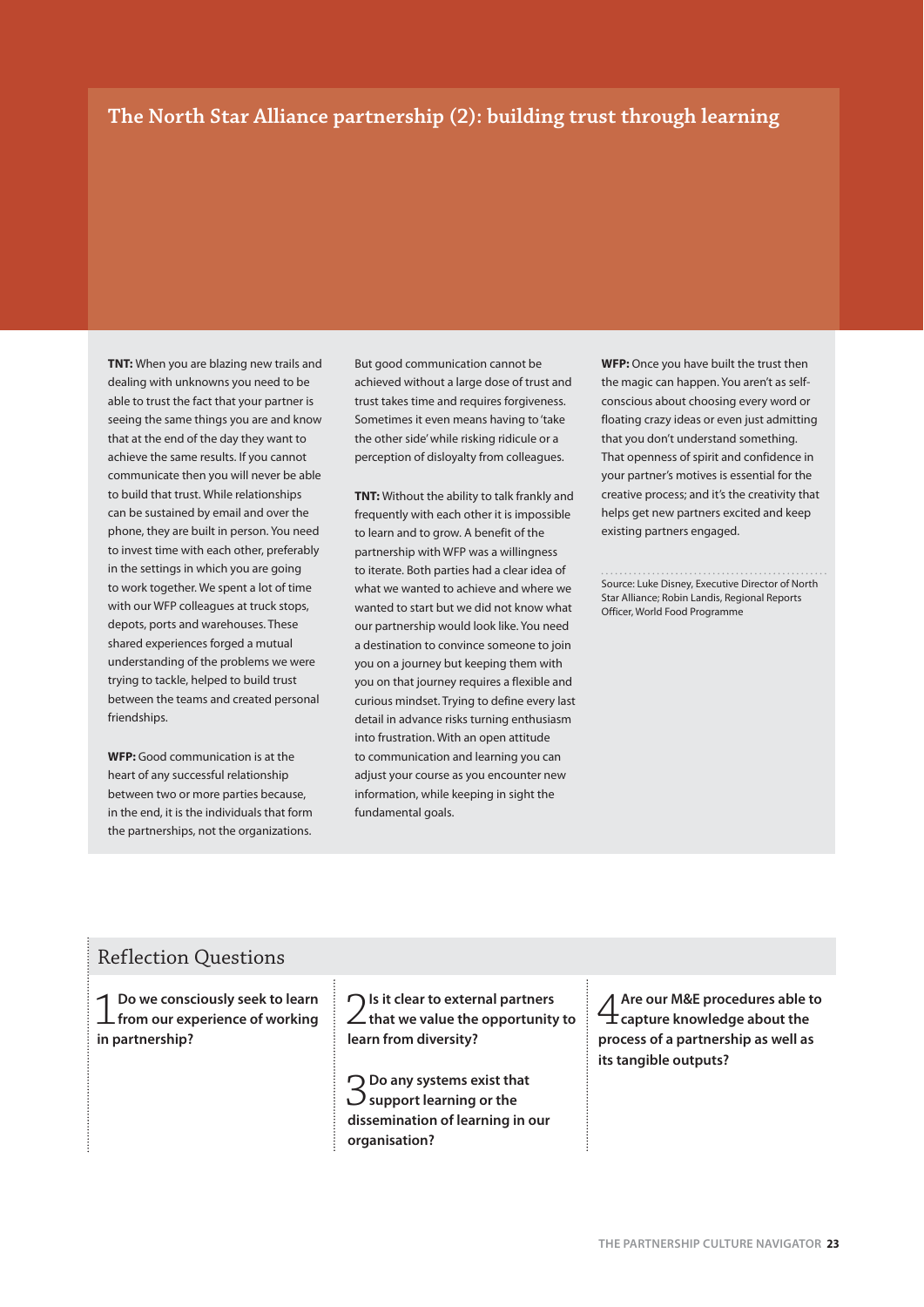## The North Star Alliance partnership (2): building trust through learning

**TNT:** When you are blazing new trails and dealing with unknowns you need to be able to trust the fact that your partner is seeing the same things you are and know that at the end of the day they want to achieve the same results. If you cannot communicate then you will never be able to build that trust. While relationships can be sustained by email and over the phone, they are built in person. You need to invest time with each other, preferably in the settings in which you are going to work together. We spent a lot of time with our WFP colleagues at truck stops, depots, ports and warehouses. These shared experiences forged a mutual understanding of the problems we were trying to tackle, helped to build trust between the teams and created personal friendships.

**WFP:** Good communication is at the heart of any successful relationship between two or more parties because, in the end, it is the individuals that form the partnerships, not the organizations. But good communication cannot be achieved without a large dose of trust and trust takes time and requires forgiveness. Sometimes it even means having to 'take the other side' while risking ridicule or a perception of disloyalty from colleagues.

**TNT:** Without the ability to talk frankly and frequently with each other it is impossible to learn and to grow. A benefit of the partnership with WFP was a willingness to iterate. Both parties had a clear idea of what we wanted to achieve and where we wanted to start but we did not know what our partnership would look like. You need a destination to convince someone to join you on a journey but keeping them with you on that journey requires a flexible and curious mindset. Trying to define every last detail in advance risks turning enthusiasm into frustration. With an open attitude to communication and learning you can adjust your course as you encounter new information, while keeping in sight the fundamental goals.

**WFP:** Once you have built the trust then the magic can happen. You aren't as self-conscious about choosing every word or floating crazy ideas or even just admitting that you don't understand something. That openness of spirit and confidence in your partner's motives is essential for the creative process; and it's the creativity that helps get new partners excited and keep existing partners engaged.

Source: Luke Disney, Executive Director of North Star Alliance; Robin Landis, Regional Reports Officer, World Food Programme

## Reflection Questions

1. **Do we consciously seek to learn from our experience of working in partnership?**

2. **Is it clear to external partners that we value the opportunity to learn from diversity?**

3. **Do any systems exist that support learning or the dissemination of learning in our organisation?**

4. **Are our M&E procedures able to capture knowledge about the process of a partnership as well as its tangible outputs?**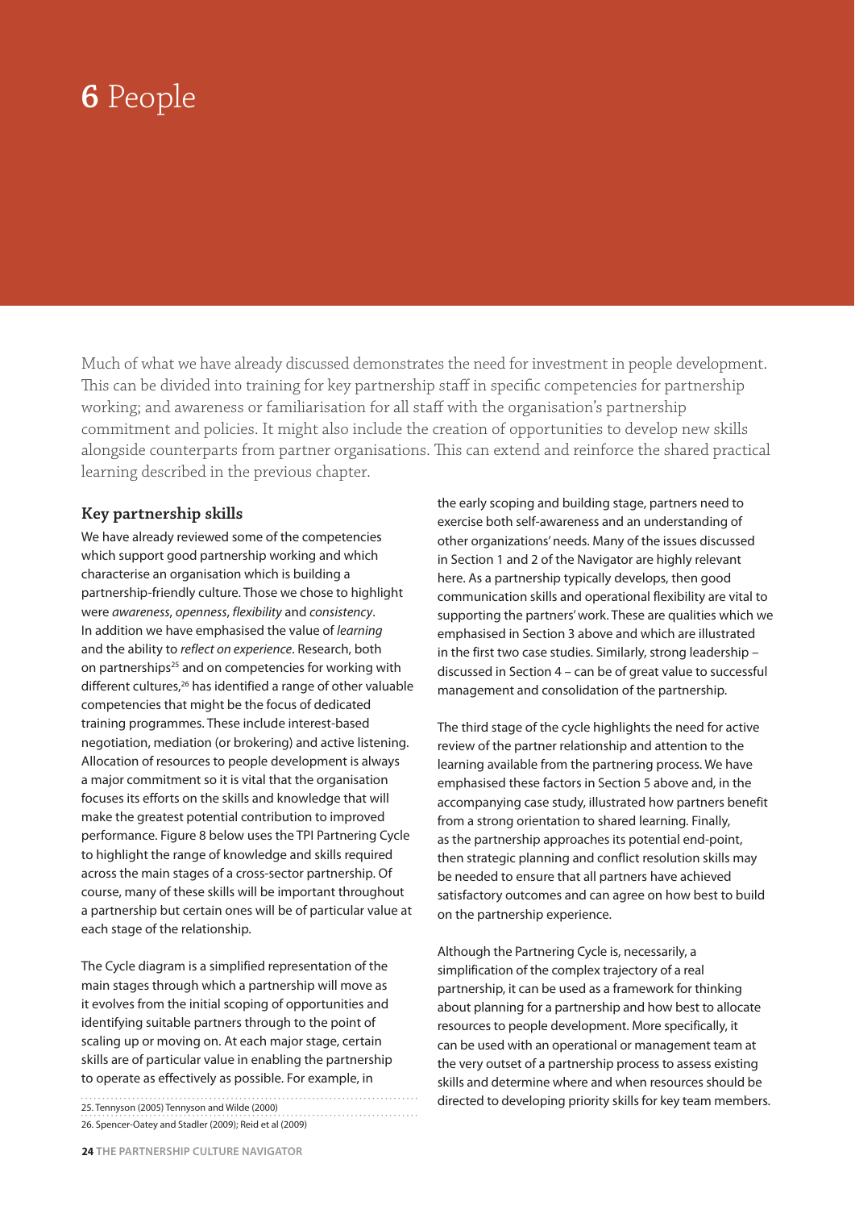# 6 People

Much of what we have already discussed demonstrates the need for investment in people development. This can be divided into training for key partnership staff in specific competencies for partnership working; and awareness or familiarisation for all staff with the organisation's partnership commitment and policies. It might also include the creation of opportunities to develop new skills alongside counterparts from partner organisations. This can extend and reinforce the shared practical learning described in the previous chapter.

## Key partnership skills

We have already reviewed some of the competencies which support good partnership working and which characterise an organisation which is building a partnership-friendly culture. Those we chose to highlight were *awareness*, *openness*, *flexibility* and *consistency*. In addition we have emphasised the value of *learning* and the ability to *reflect on experience*. Research, both on partnerships[25] and on competencies for working with different cultures,[26] has identified a range of other valuable competencies that might be the focus of dedicated training programmes. These include interest-based negotiation, mediation (or brokering) and active listening. Allocation of resources to people development is always a major commitment so it is vital that the organisation focuses its efforts on the skills and knowledge that will make the greatest potential contribution to improved performance. Figure 8 below uses the TPI Partnering Cycle to highlight the range of knowledge and skills required across the main stages of a cross-sector partnership. Of course, many of these skills will be important throughout a partnership but certain ones will be of particular value at each stage of the relationship.

The Cycle diagram is a simplified representation of the main stages through which a partnership will move as it evolves from the initial scoping of opportunities and identifying suitable partners through to the point of scaling up or moving on. At each major stage, certain skills are of particular value in enabling the partnership to operate as effectively as possible. For example, in the early scoping and building stage, partners need to exercise both self-awareness and an understanding of other organizations' needs. Many of the issues discussed in Section 1 and 2 of the Navigator are highly relevant here. As a partnership typically develops, then good communication skills and operational flexibility are vital to supporting the partners' work. These are qualities which we emphasised in Section 3 above and which are illustrated in the first two case studies. Similarly, strong leadership – discussed in Section 4 – can be of great value to successful management and consolidation of the partnership.

The third stage of the cycle highlights the need for active review of the partner relationship and attention to the learning available from the partnering process. We have emphasised these factors in Section 5 above and, in the accompanying case study, illustrated how partners benefit from a strong orientation to shared learning. Finally, as the partnership approaches its potential end-point, then strategic planning and conflict resolution skills may be needed to ensure that all partners have achieved satisfactory outcomes and can agree on how best to build on the partnership experience.

Although the Partnering Cycle is, necessarily, a simplification of the complex trajectory of a real partnership, it can be used as a framework for thinking about planning for a partnership and how best to allocate resources to people development. More specifically, it can be used with an operational or management team at the very outset of a partnership process to assess existing skills and determine where and when resources should be directed to developing priority skills for key team members.

25. Tennyson (2005) Tennyson and Wilde (2000)

26. Spencer-Oatey and Stadler (2009); Reid et al (2009)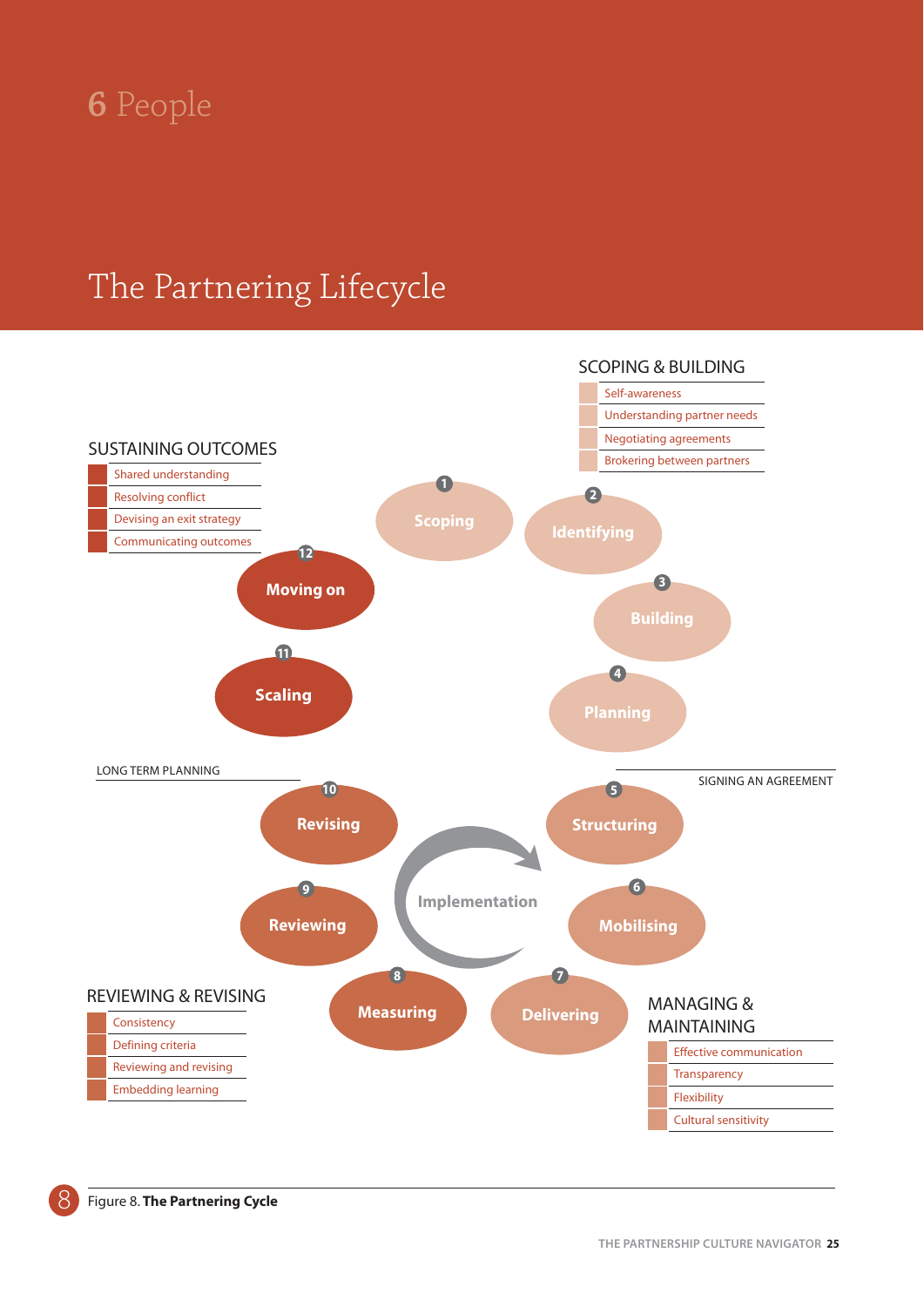# 6 People

## The Partnering Lifecycle

**SCOPING & BUILDING**

- Self-awareness
- Understanding partner needs
- Negotiating agreements
- Brokering between partners

**SUSTAINING OUTCOMES**

- Shared understanding
- Resolving conflict
- Devising an exit strategy
- Communicating outcomes

1. Scoping
2. Identifying
3. Building
4. Planning
5. Structuring
6. Mobilising
7. Delivering
8. Measuring
9. Reviewing
10. Revising
11. Scaling
12. Moving on

LONG TERM PLANNING

SIGNING AN AGREEMENT

Implementation

**REVIEWING & REVISING**

- Consistency
- Defining criteria
- Reviewing and revising
- Embedding learning

**MANAGING & MAINTAINING**

- Effective communication
- Transparency
- Flexibility
- Cultural sensitivity

Figure 8. **The Partnering Cycle**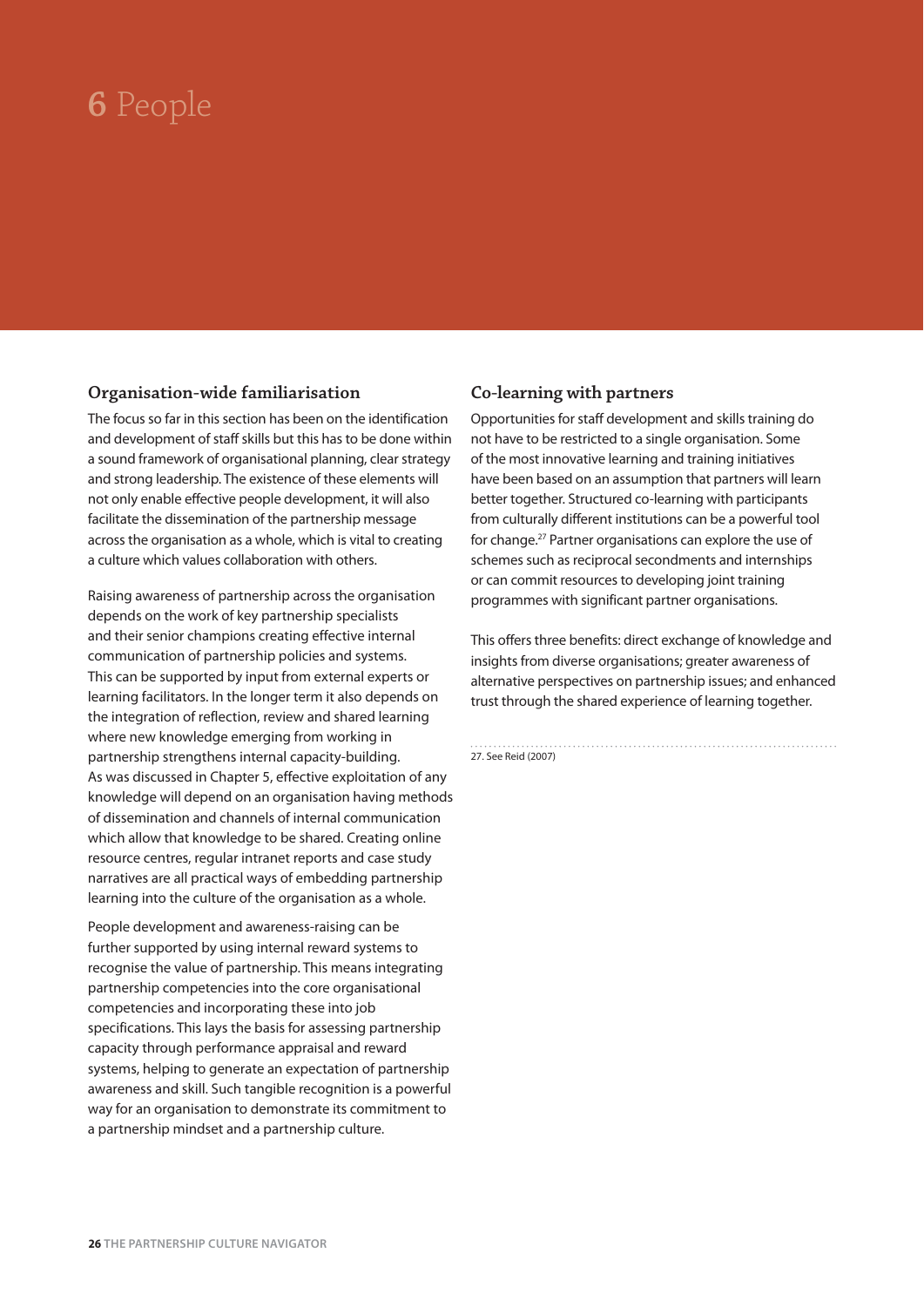# 6 People

## Organisation-wide familiarisation

The focus so far in this section has been on the identification and development of staff skills but this has to be done within a sound framework of organisational planning, clear strategy and strong leadership. The existence of these elements will not only enable effective people development, it will also facilitate the dissemination of the partnership message across the organisation as a whole, which is vital to creating a culture which values collaboration with others.

Raising awareness of partnership across the organisation depends on the work of key partnership specialists and their senior champions creating effective internal communication of partnership policies and systems. This can be supported by input from external experts or learning facilitators. In the longer term it also depends on the integration of reflection, review and shared learning where new knowledge emerging from working in partnership strengthens internal capacity-building. As was discussed in Chapter 5, effective exploitation of any knowledge will depend on an organisation having methods of dissemination and channels of internal communication which allow that knowledge to be shared. Creating online resource centres, regular intranet reports and case study narratives are all practical ways of embedding partnership learning into the culture of the organisation as a whole.

People development and awareness-raising can be further supported by using internal reward systems to recognise the value of partnership. This means integrating partnership competencies into the core organisational competencies and incorporating these into job specifications. This lays the basis for assessing partnership capacity through performance appraisal and reward systems, helping to generate an expectation of partnership awareness and skill. Such tangible recognition is a powerful way for an organisation to demonstrate its commitment to a partnership mindset and a partnership culture.

## Co-learning with partners

Opportunities for staff development and skills training do not have to be restricted to a single organisation. Some of the most innovative learning and training initiatives have been based on an assumption that partners will learn better together. Structured co-learning with participants from culturally different institutions can be a powerful tool for change.[27] Partner organisations can explore the use of schemes such as reciprocal secondments and internships or can commit resources to developing joint training programmes with significant partner organisations.

This offers three benefits: direct exchange of knowledge and insights from diverse organisations; greater awareness of alternative perspectives on partnership issues; and enhanced trust through the shared experience of learning together.

27. See Reid (2007)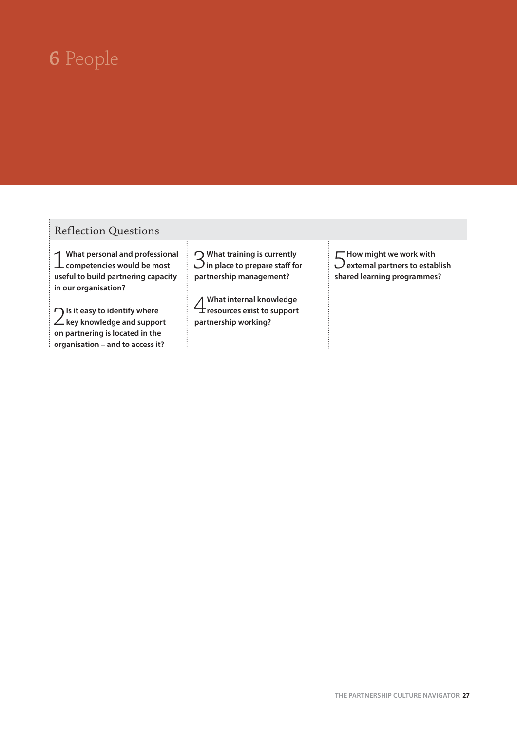# 6 People

## Reflection Questions

1. What personal and professional competencies would be most useful to build partnering capacity in our organisation?

2. Is it easy to identify where key knowledge and support on partnering is located in the organisation – and to access it?

3. What training is currently in place to prepare staff for partnership management?

4. What internal knowledge resources exist to support partnership working?

5. How might we work with external partners to establish shared learning programmes?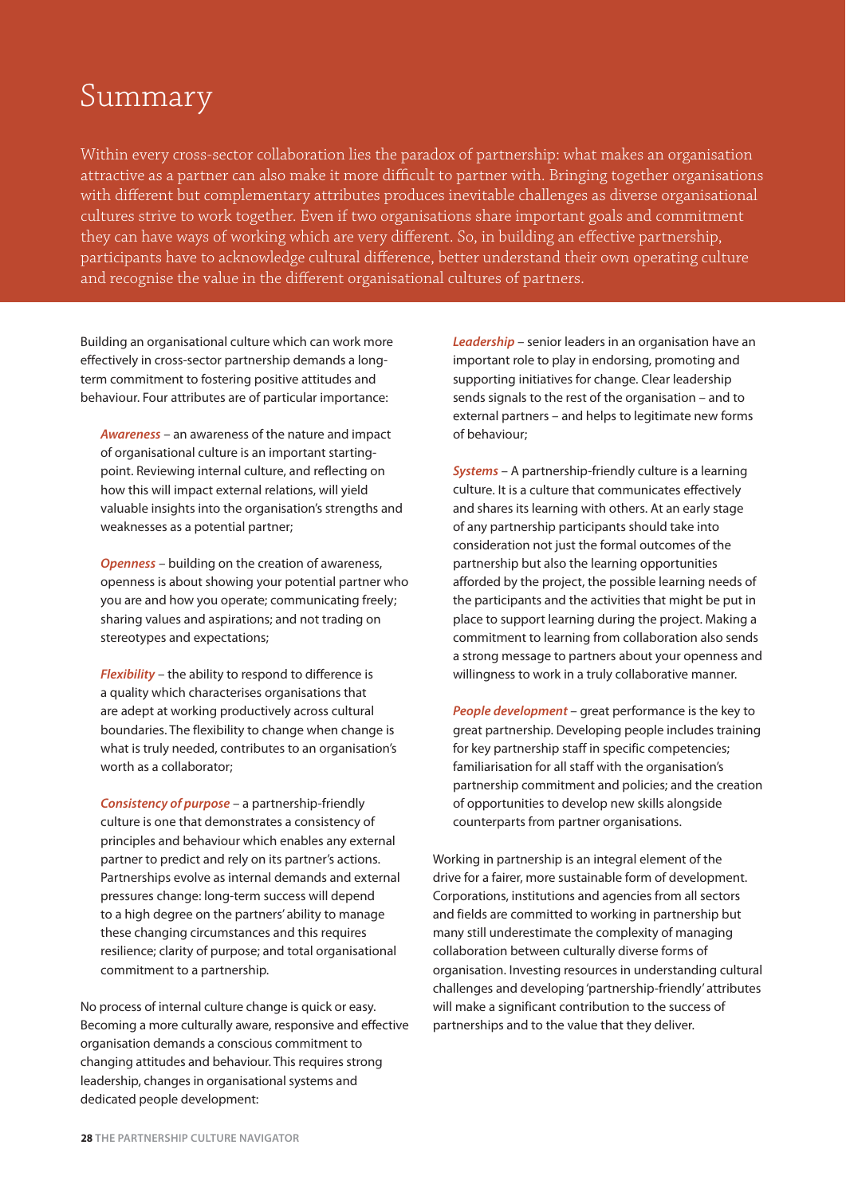# Summary

Within every cross-sector collaboration lies the paradox of partnership: what makes an organisation attractive as a partner can also make it more difficult to partner with. Bringing together organisations with different but complementary attributes produces inevitable challenges as diverse organisational cultures strive to work together. Even if two organisations share important goals and commitment they can have ways of working which are very different. So, in building an effective partnership, participants have to acknowledge cultural difference, better understand their own operating culture and recognise the value in the different organisational cultures of partners.

Building an organisational culture which can work more effectively in cross-sector partnership demands a long-term commitment to fostering positive attitudes and behaviour. Four attributes are of particular importance:

*Awareness* – an awareness of the nature and impact of organisational culture is an important starting-point. Reviewing internal culture, and reflecting on how this will impact external relations, will yield valuable insights into the organisation's strengths and weaknesses as a potential partner;

*Openness* – building on the creation of awareness, openness is about showing your potential partner who you are and how you operate; communicating freely; sharing values and aspirations; and not trading on stereotypes and expectations;

*Flexibility* – the ability to respond to difference is a quality which characterises organisations that are adept at working productively across cultural boundaries. The flexibility to change when change is what is truly needed, contributes to an organisation's worth as a collaborator;

*Consistency of purpose* – a partnership-friendly culture is one that demonstrates a consistency of principles and behaviour which enables any external partner to predict and rely on its partner's actions. Partnerships evolve as internal demands and external pressures change: long-term success will depend to a high degree on the partners' ability to manage these changing circumstances and this requires resilience; clarity of purpose; and total organisational commitment to a partnership.

No process of internal culture change is quick or easy. Becoming a more culturally aware, responsive and effective organisation demands a conscious commitment to changing attitudes and behaviour. This requires strong leadership, changes in organisational systems and dedicated people development:

*Leadership* – senior leaders in an organisation have an important role to play in endorsing, promoting and supporting initiatives for change. Clear leadership sends signals to the rest of the organisation – and to external partners – and helps to legitimate new forms of behaviour;

*Systems* – A partnership-friendly culture is a learning culture. It is a culture that communicates effectively and shares its learning with others. At an early stage of any partnership participants should take into consideration not just the formal outcomes of the partnership but also the learning opportunities afforded by the project, the possible learning needs of the participants and the activities that might be put in place to support learning during the project. Making a commitment to learning from collaboration also sends a strong message to partners about your openness and willingness to work in a truly collaborative manner.

*People development* – great performance is the key to great partnership. Developing people includes training for key partnership staff in specific competencies; familiarisation for all staff with the organisation's partnership commitment and policies; and the creation of opportunities to develop new skills alongside counterparts from partner organisations.

Working in partnership is an integral element of the drive for a fairer, more sustainable form of development. Corporations, institutions and agencies from all sectors and fields are committed to working in partnership but many still underestimate the complexity of managing collaboration between culturally diverse forms of organisation. Investing resources in understanding cultural challenges and developing 'partnership-friendly' attributes will make a significant contribution to the success of partnerships and to the value that they deliver.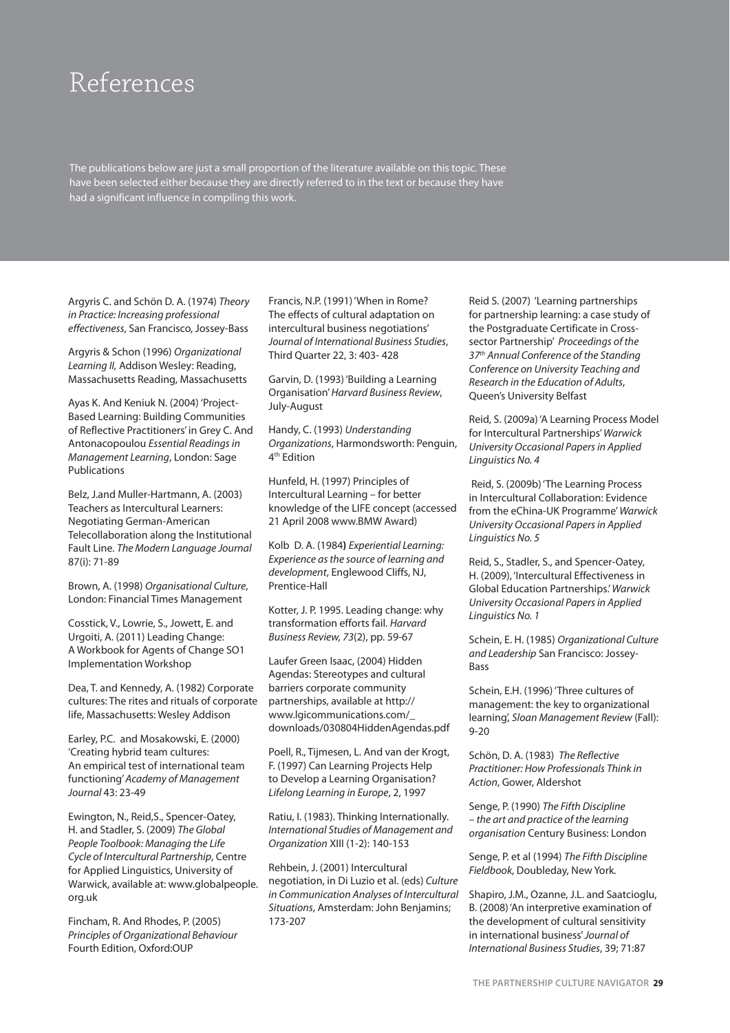# References

The publications below are just a small proportion of the literature available on this topic. These have been selected either because they are directly referred to in the text or because they have had a significant influence in compiling this work.

Argyris C. and Schön D. A. (1974) *Theory in Practice: Increasing professional effectiveness*, San Francisco, Jossey-Bass

Argyris & Schon (1996) *Organizational Learning II,* Addison Wesley: Reading, Massachusetts Reading, Massachusetts

Ayas K. And Keniuk N. (2004) 'Project-Based Learning: Building Communities of Reflective Practitioners' in Grey C. And Antonacopoulou *Essential Readings in Management Learning*, London: Sage Publications

Belz, J.and Muller-Hartmann, A. (2003) Teachers as Intercultural Learners: Negotiating German-American Telecollaboration along the Institutional Fault Line. *The Modern Language Journal* 87(i): 71-89

Brown, A. (1998) *Organisational Culture*, London: Financial Times Management

Cosstick, V., Lowrie, S., Jowett, E. and Urgoiti, A. (2011) Leading Change: A Workbook for Agents of Change SO1 Implementation Workshop

Dea, T. and Kennedy, A. (1982) Corporate cultures: The rites and rituals of corporate life, Massachusetts: Wesley Addison

Earley, P.C. and Mosakowski, E. (2000) 'Creating hybrid team cultures: An empirical test of international team functioning' *Academy of Management Journal* 43: 23-49

Ewington, N., Reid,S., Spencer-Oatey, H. and Stadler, S. (2009) *The Global People Toolbook: Managing the Life Cycle of Intercultural Partnership*, Centre for Applied Linguistics, University of Warwick, available at: www.globalpeople.org.uk

Fincham, R. And Rhodes, P. (2005) *Principles of Organizational Behaviour* Fourth Edition, Oxford:OUP

Francis, N.P. (1991) 'When in Rome? The effects of cultural adaptation on intercultural business negotiations' *Journal of International Business Studies*, Third Quarter 22, 3: 403- 428

Garvin, D. (1993) 'Building a Learning Organisation' *Harvard Business Review*, July-August

Handy, C. (1993) *Understanding Organizations*, Harmondsworth: Penguin, 4th Edition

Hunfeld, H. (1997) Principles of Intercultural Learning – for better knowledge of the LIFE concept (accessed 21 April 2008 www.BMW Award)

Kolb D. A. (1984**)** *Experiential Learning: Experience as the source of learning and development*, Englewood Cliffs, NJ, Prentice-Hall

Kotter, J. P. 1995. Leading change: why transformation efforts fail. *Harvard Business Review, 73*(2), pp. 59-67

Laufer Green Isaac, (2004) Hidden Agendas: Stereotypes and cultural barriers corporate community partnerships, available at http://www.lgicommunications.com/_downloads/030804HiddenAgendas.pdf

Poell, R., Tijmesen, L. And van der Krogt, F. (1997) Can Learning Projects Help to Develop a Learning Organisation? *Lifelong Learning in Europe*, 2, 1997

Ratiu, I. (1983). Thinking Internationally. *International Studies of Management and Organization* XIII (1-2): 140-153

Rehbein, J. (2001) Intercultural negotiation, in Di Luzio et al. (eds) *Culture in Communication Analyses of Intercultural Situations*, Amsterdam: John Benjamins; 173-207

Reid S. (2007) 'Learning partnerships for partnership learning: a case study of the Postgraduate Certificate in Cross-sector Partnership' *Proceedings of the 37th Annual Conference of the Standing Conference on University Teaching and Research in the Education of Adults*, Queen's University Belfast

Reid, S. (2009a) 'A Learning Process Model for Intercultural Partnerships' *Warwick University Occasional Papers in Applied Linguistics No. 4*

Reid, S. (2009b) 'The Learning Process in Intercultural Collaboration: Evidence from the eChina-UK Programme' *Warwick University Occasional Papers in Applied Linguistics No. 5*

Reid, S., Stadler, S., and Spencer-Oatey, H. (2009), 'Intercultural Effectiveness in Global Education Partnerships.' *Warwick University Occasional Papers in Applied Linguistics No. 1*

Schein, E. H. (1985) *Organizational Culture and Leadership* San Francisco: Jossey-Bass

Schein, E.H. (1996) 'Three cultures of management: the key to organizational learning', *Sloan Management Review* (Fall): 9-20

Schön, D. A. (1983) *The Reflective Practitioner: How Professionals Think in Action*, Gower, Aldershot

Senge, P. (1990) *The Fifth Discipline – the art and practice of the learning organisation* Century Business: London

Senge, P. et al (1994) *The Fifth Discipline Fieldbook,* Doubleday, New York.

Shapiro, J.M., Ozanne, J.L. and Saatcioglu, B. (2008) 'An interpretive examination of the development of cultural sensitivity in international business' *Journal of International Business Studies*, 39; 71:87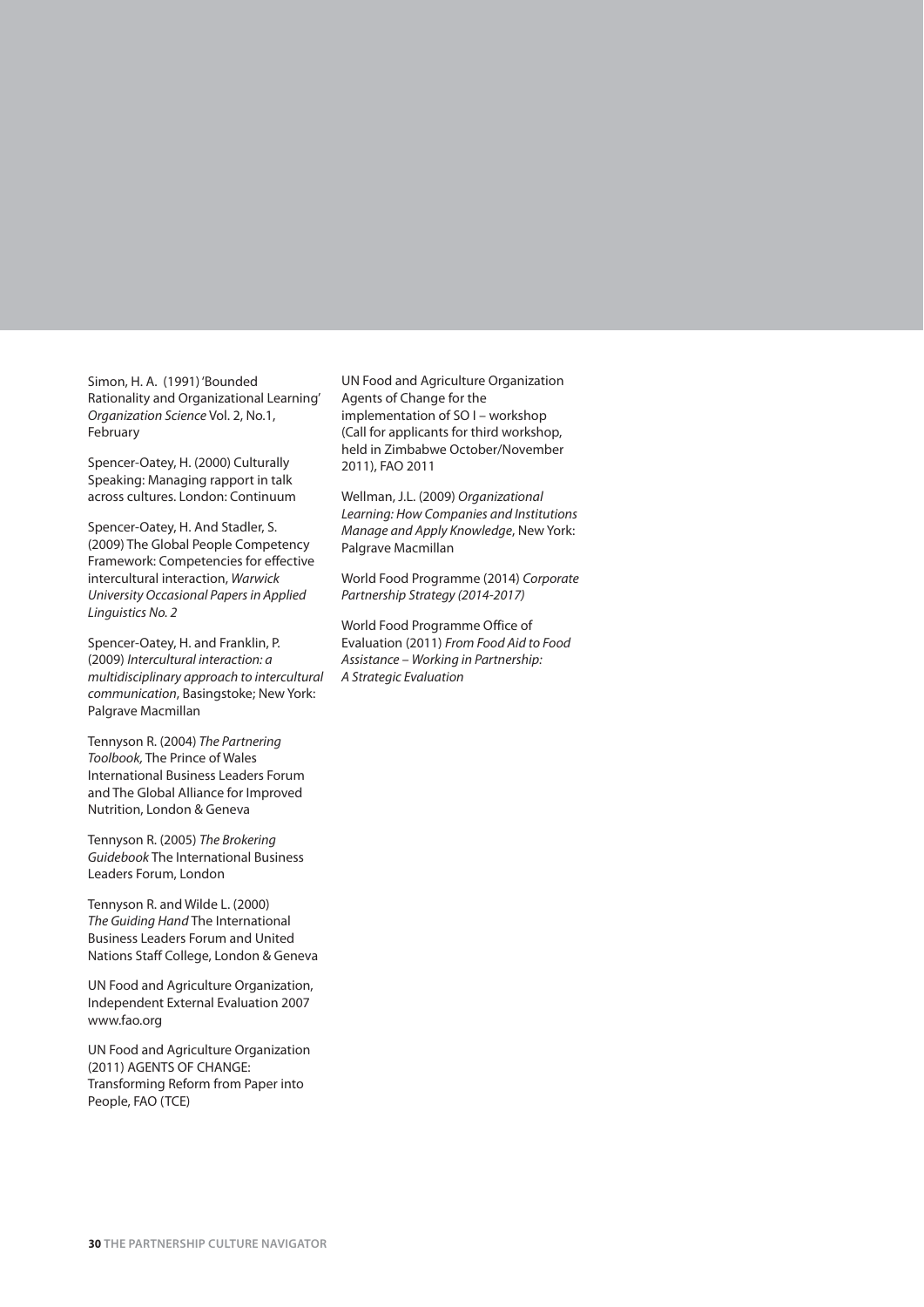Simon, H. A. (1991) 'Bounded Rationality and Organizational Learning' *Organization Science* Vol. 2, No.1, February

Spencer-Oatey, H. (2000) Culturally Speaking: Managing rapport in talk across cultures. London: Continuum

Spencer-Oatey, H. And Stadler, S. (2009) The Global People Competency Framework: Competencies for effective intercultural interaction, *Warwick University Occasional Papers in Applied Linguistics No. 2*

Spencer-Oatey, H. and Franklin, P. (2009) *Intercultural interaction: a multidisciplinary approach to intercultural communication*, Basingstoke; New York: Palgrave Macmillan

Tennyson R. (2004) *The Partnering Toolbook,* The Prince of Wales International Business Leaders Forum and The Global Alliance for Improved Nutrition, London & Geneva

Tennyson R. (2005) *The Brokering Guidebook* The International Business Leaders Forum, London

Tennyson R. and Wilde L. (2000) *The Guiding Hand* The International Business Leaders Forum and United Nations Staff College, London & Geneva

UN Food and Agriculture Organization, Independent External Evaluation 2007 www.fao.org

UN Food and Agriculture Organization (2011) AGENTS OF CHANGE: Transforming Reform from Paper into People, FAO (TCE)

UN Food and Agriculture Organization Agents of Change for the implementation of SO I – workshop (Call for applicants for third workshop, held in Zimbabwe October/November 2011), FAO 2011

Wellman, J.L. (2009) *Organizational Learning: How Companies and Institutions Manage and Apply Knowledge*, New York: Palgrave Macmillan

World Food Programme (2014) *Corporate Partnership Strategy (2014-2017)*

World Food Programme Office of Evaluation (2011) *From Food Aid to Food Assistance – Working in Partnership: A Strategic Evaluation*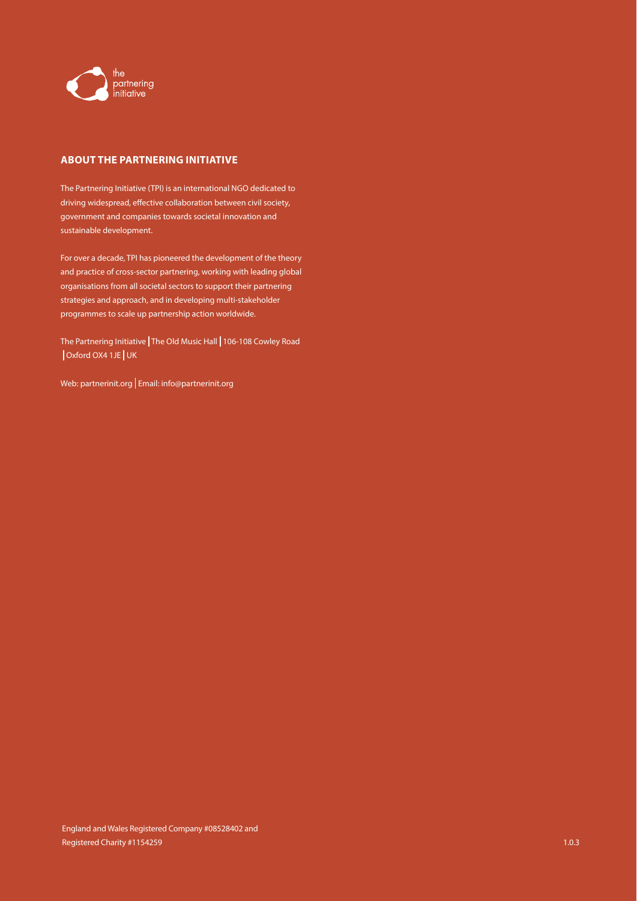the partnering initiative

## ABOUT THE PARTNERING INITIATIVE

The Partnering Initiative (TPI) is an international NGO dedicated to driving widespread, effective collaboration between civil society, government and companies towards societal innovation and sustainable development.

For over a decade, TPI has pioneered the development of the theory and practice of cross-sector partnering, working with leading global organisations from all societal sectors to support their partnering strategies and approach, and in developing multi-stakeholder programmes to scale up partnership action worldwide.

The Partnering Initiative | The Old Music Hall | 106-108 Cowley Road | Oxford OX4 1JE | UK

Web: partnerinit.org | Email: info@partnerinit.org

England and Wales Registered Company #08528402 and Registered Charity #1154259

1.0.3